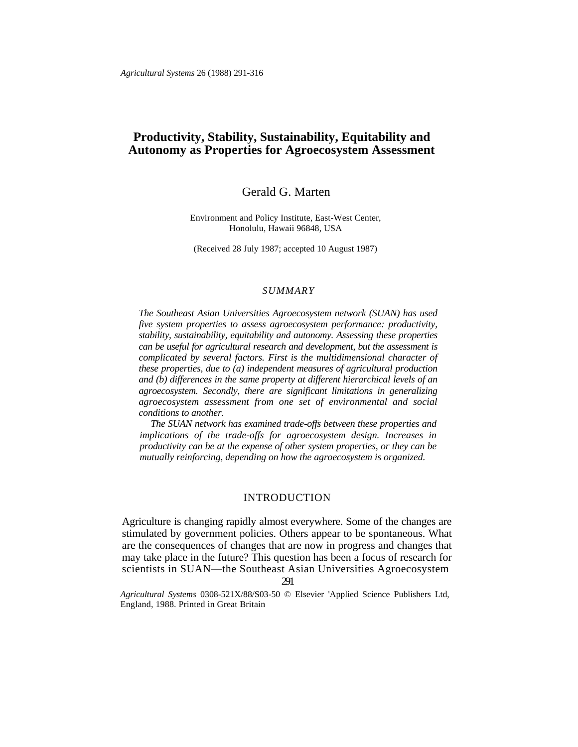# Productivity, Stability, Sustainability, Equitability and Autonomy as Properties for Agroecosystem Assessment

Gerald G. Marten

Environment and Policy Institute, East-West Center, Honolulu, Hawaii 96848, USA

(Received 28 July 1987; accepted 10 August 1987)

## SUMMARY

*The Southeast Asian Universities Agroecosystem network (SUAN) has used five system properties to assess agroecosystem performance: productivity, stability, sustainability, equitability and autonomy. Assessing these properties can be useful for agricultural research and development, but the assessment is complicated by several factors. First is the multidimensional character of these properties, due to (a) independent measures of agricultural production and (b) differences in the same property at different hierarchical levels of an agroecosystem. Secondly, there are significant limitations in generalizing agroecosystem assessment from one set of environmental and social conditions to another.*

*The SUAN network has examined trade-offs between these properties and implications of the trade-offs for agroecosystem design. Increases in productivity can be at the expense of other system properties, or they can be mutually reinforcing, depending on how the agroecosystem is organized.*

## INTRODUCTION

Agriculture is changing rapidly almost everywhere. Some of the changes are stimulated by government policies. Others appear to be spontaneous. What are the consequences of changes that are now in progress and changes that may take place in the future? This question has been a focus of research for scientists in SUAN—the Southeast Asian Universities Agroecosystem

*Agricultural Systems* 0308-521X/88/S03-50 © Elsevier 'Applied Science Publishers Ltd, England, 1988. Printed in Great Britain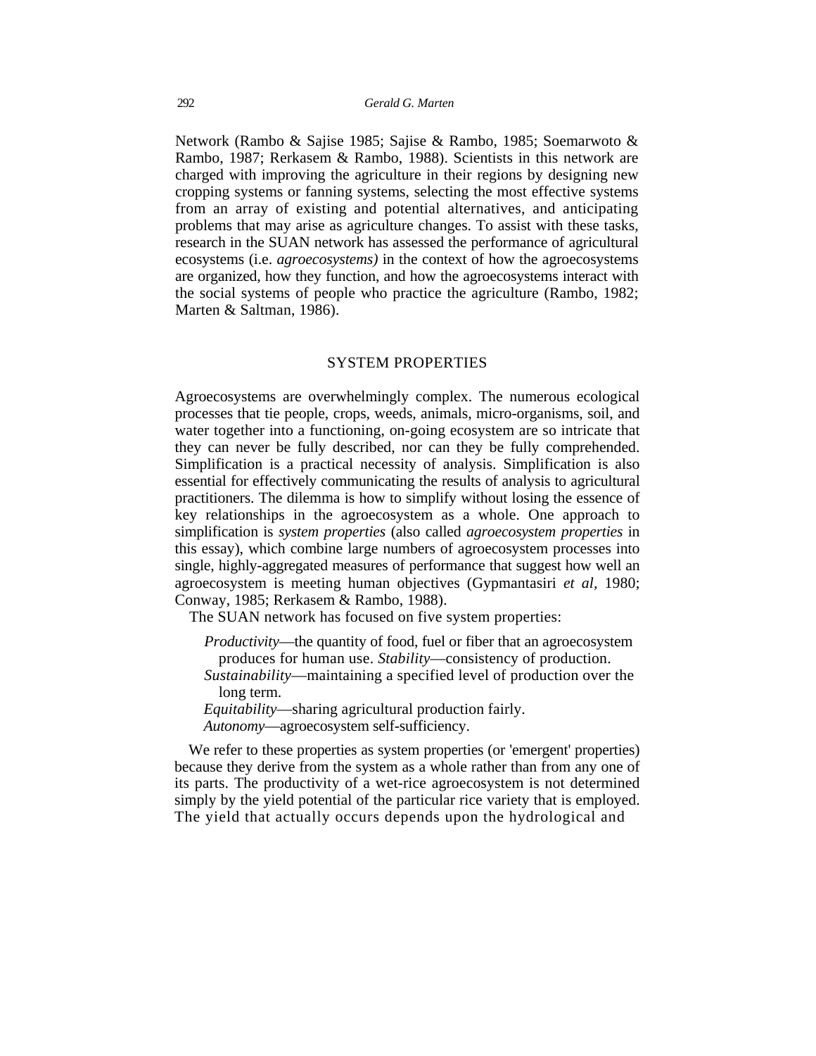Network (Rambo & Sajise 1985; Sajise & Rambo, 1985; Soemarwoto & Rambo, 1987; Rerkasem & Rambo, 1988). Scientists in this network are charged with improving the agriculture in their regions by designing new cropping systems or fanning systems, selecting the most effective systems from an array of existing and potential alternatives, and anticipating problems that may arise as agriculture changes. To assist with these tasks, research in the SUAN network has assessed the performance of agricultural ecosystems (i.e. *agroecosystems)* in the context of how the agroecosystems are organized, how they function, and how the agroecosystems interact with the social systems of people who practice the agriculture (Rambo, 1982; Marten & Saltman, 1986).

## SYSTEM PROPERTIES

Agroecosystems are overwhelmingly complex. The numerous ecological processes that tie people, crops, weeds, animals, micro-organisms, soil, and water together into a functioning, on-going ecosystem are so intricate that they can never be fully described, nor can they be fully comprehended. Simplification is a practical necessity of analysis. Simplification is also essential for effectively communicating the results of analysis to agricultural practitioners. The dilemma is how to simplify without losing the essence of key relationships in the agroecosystem as a whole. One approach to simplification is *system properties* (also called *agroecosystem properties* in this essay), which combine large numbers of agroecosystem processes into single, highly-aggregated measures of performance that suggest how well an agroecosystem is meeting human objectives (Gypmantasiri *et al*, 1980; Conway, 1985; Rerkasem & Rambo, 1988).

The SUAN network has focused on five system properties:

*Productivity*—the quantity of food, fuel or fiber that an agroecosystem produces for human use. *Stability*—consistency of production.
*Sustainability*—maintaining a specified level of production over the long term.
*Equitability*—sharing agricultural production fairly.
*Autonomy*—agroecosystem self-sufficiency.

We refer to these properties as system properties (or 'emergent' properties) because they derive from the system as a whole rather than from any one of its parts. The productivity of a wet-rice agroecosystem is not determined simply by the yield potential of the particular rice variety that is employed. The yield that actually occurs depends upon the hydrological and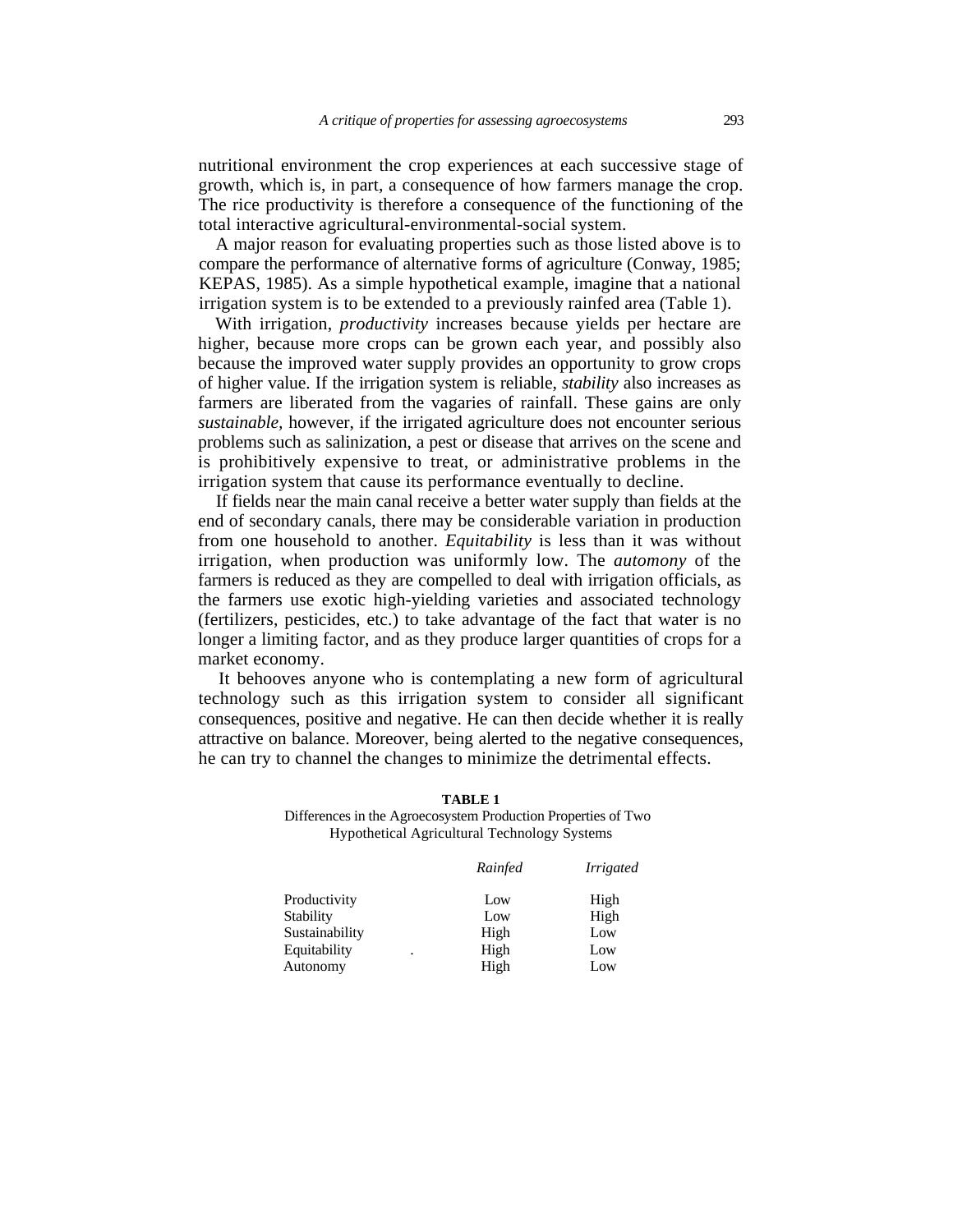nutritional environment the crop experiences at each successive stage of growth, which is, in part, a consequence of how farmers manage the crop. The rice productivity is therefore a consequence of the functioning of the total interactive agricultural-environmental-social system.

A major reason for evaluating properties such as those listed above is to compare the performance of alternative forms of agriculture (Conway, 1985; KEPAS, 1985). As a simple hypothetical example, imagine that a national irrigation system is to be extended to a previously rainfed area (Table 1).

With irrigation, *productivity* increases because yields per hectare are higher, because more crops can be grown each year, and possibly also because the improved water supply provides an opportunity to grow crops of higher value. If the irrigation system is reliable, *stability* also increases as farmers are liberated from the vagaries of rainfall. These gains are only *sustainable*, however, if the irrigated agriculture does not encounter serious problems such as salinization, a pest or disease that arrives on the scene and is prohibitively expensive to treat, or administrative problems in the irrigation system that cause its performance eventually to decline.

If fields near the main canal receive a better water supply than fields at the end of secondary canals, there may be considerable variation in production from one household to another. *Equitability* is less than it was without irrigation, when production was uniformly low. The *automony* of the farmers is reduced as they are compelled to deal with irrigation officials, as the farmers use exotic high-yielding varieties and associated technology (fertilizers, pesticides, etc.) to take advantage of the fact that water is no longer a limiting factor, and as they produce larger quantities of crops for a market economy.

It behooves anyone who is contemplating a new form of agricultural technology such as this irrigation system to consider all significant consequences, positive and negative. He can then decide whether it is really attractive on balance. Moreover, being alerted to the negative consequences, he can try to channel the changes to minimize the detrimental effects.

**TABLE 1**

Differences in the Agroecosystem Production Properties of Two Hypothetical Agricultural Technology Systems

| | *Rainfed* | *Irrigated* |
|---|---|---|
| Productivity | Low | High |
| Stability | Low | High |
| Sustainability | High | Low |
| Equitability | High | Low |
| Autonomy | High | Low |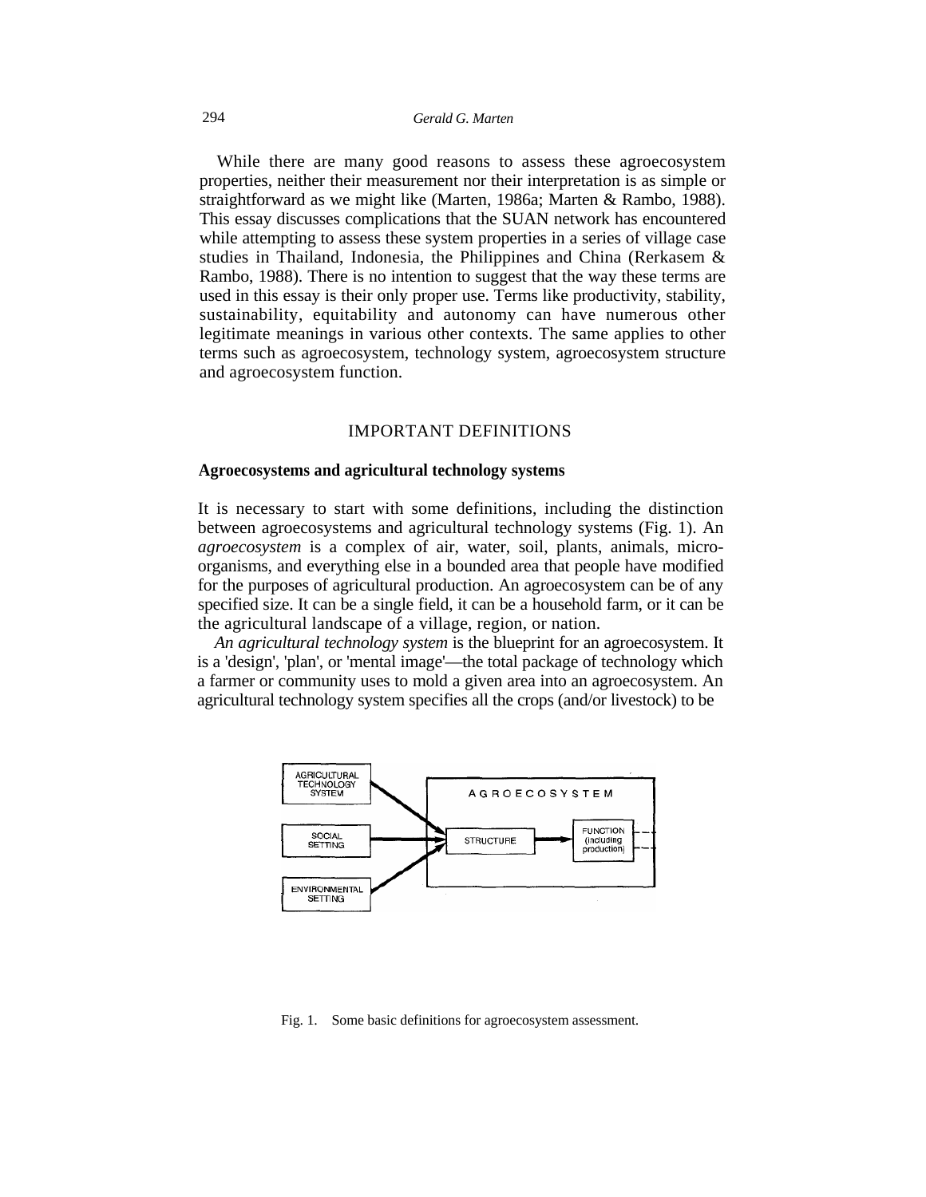While there are many good reasons to assess these agroecosystem properties, neither their measurement nor their interpretation is as simple or straightforward as we might like (Marten, 1986a; Marten & Rambo, 1988). This essay discusses complications that the SUAN network has encountered while attempting to assess these system properties in a series of village case studies in Thailand, Indonesia, the Philippines and China (Rerkasem & Rambo, 1988). There is no intention to suggest that the way these terms are used in this essay is their only proper use. Terms like productivity, stability, sustainability, equitability and autonomy can have numerous other legitimate meanings in various other contexts. The same applies to other terms such as agroecosystem, technology system, agroecosystem structure and agroecosystem function.

## IMPORTANT DEFINITIONS

### Agroecosystems and agricultural technology systems

It is necessary to start with some definitions, including the distinction between agroecosystems and agricultural technology systems (Fig. 1). An *agroecosystem* is a complex of air, water, soil, plants, animals, micro-organisms, and everything else in a bounded area that people have modified for the purposes of agricultural production. An agroecosystem can be of any specified size. It can be a single field, it can be a household farm, or it can be the agricultural landscape of a village, region, or nation.

*An agricultural technology system* is the blueprint for an agroecosystem. It is a 'design', 'plan', or 'mental image'—the total package of technology which a farmer or community uses to mold a given area into an agroecosystem. An agricultural technology system specifies all the crops (and/or livestock) to be

Fig. 1. Some basic definitions for agroecosystem assessment.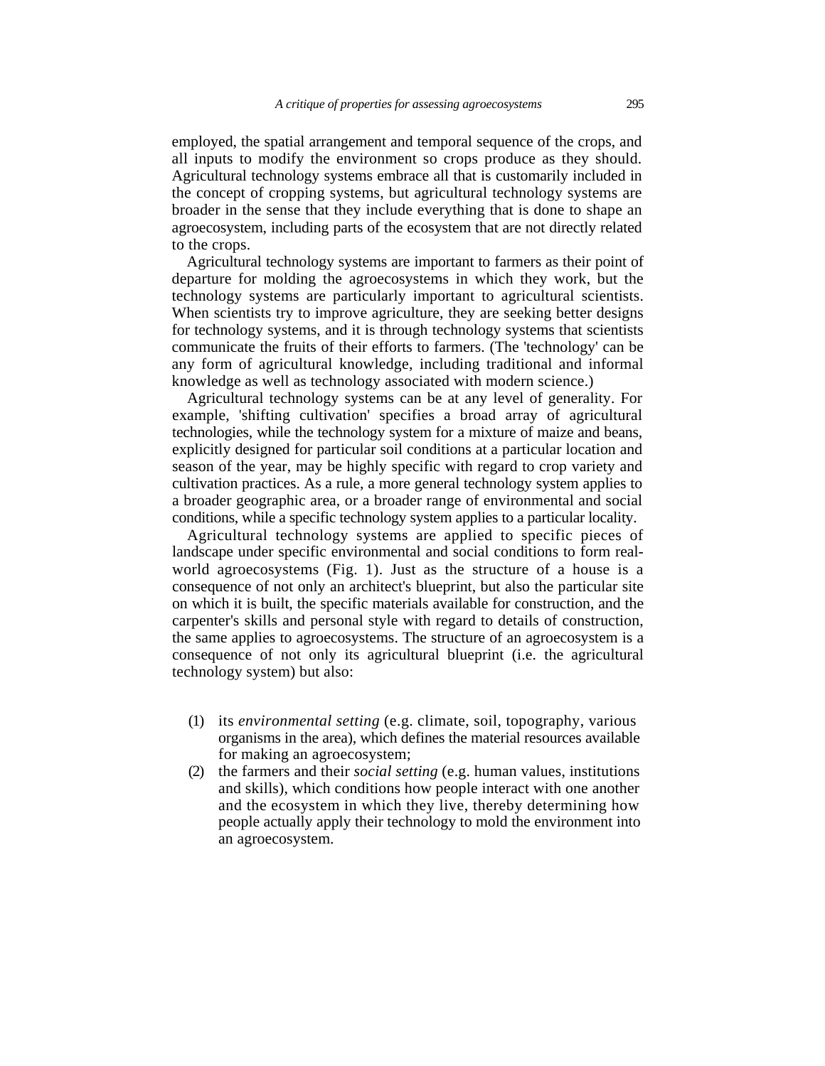employed, the spatial arrangement and temporal sequence of the crops, and all inputs to modify the environment so crops produce as they should. Agricultural technology systems embrace all that is customarily included in the concept of cropping systems, but agricultural technology systems are broader in the sense that they include everything that is done to shape an agroecosystem, including parts of the ecosystem that are not directly related to the crops.

Agricultural technology systems are important to farmers as their point of departure for molding the agroecosystems in which they work, but the technology systems are particularly important to agricultural scientists. When scientists try to improve agriculture, they are seeking better designs for technology systems, and it is through technology systems that scientists communicate the fruits of their efforts to farmers. (The 'technology' can be any form of agricultural knowledge, including traditional and informal knowledge as well as technology associated with modern science.)

Agricultural technology systems can be at any level of generality. For example, 'shifting cultivation' specifies a broad array of agricultural technologies, while the technology system for a mixture of maize and beans, explicitly designed for particular soil conditions at a particular location and season of the year, may be highly specific with regard to crop variety and cultivation practices. As a rule, a more general technology system applies to a broader geographic area, or a broader range of environmental and social conditions, while a specific technology system applies to a particular locality.

Agricultural technology systems are applied to specific pieces of landscape under specific environmental and social conditions to form real-world agroecosystems (Fig. 1). Just as the structure of a house is a consequence of not only an architect's blueprint, but also the particular site on which it is built, the specific materials available for construction, and the carpenter's skills and personal style with regard to details of construction, the same applies to agroecosystems. The structure of an agroecosystem is a consequence of not only its agricultural blueprint (i.e. the agricultural technology system) but also:

(1) its *environmental setting* (e.g. climate, soil, topography, various organisms in the area), which defines the material resources available for making an agroecosystem;
(2) the farmers and their *social setting* (e.g. human values, institutions and skills), which conditions how people interact with one another and the ecosystem in which they live, thereby determining how people actually apply their technology to mold the environment into an agroecosystem.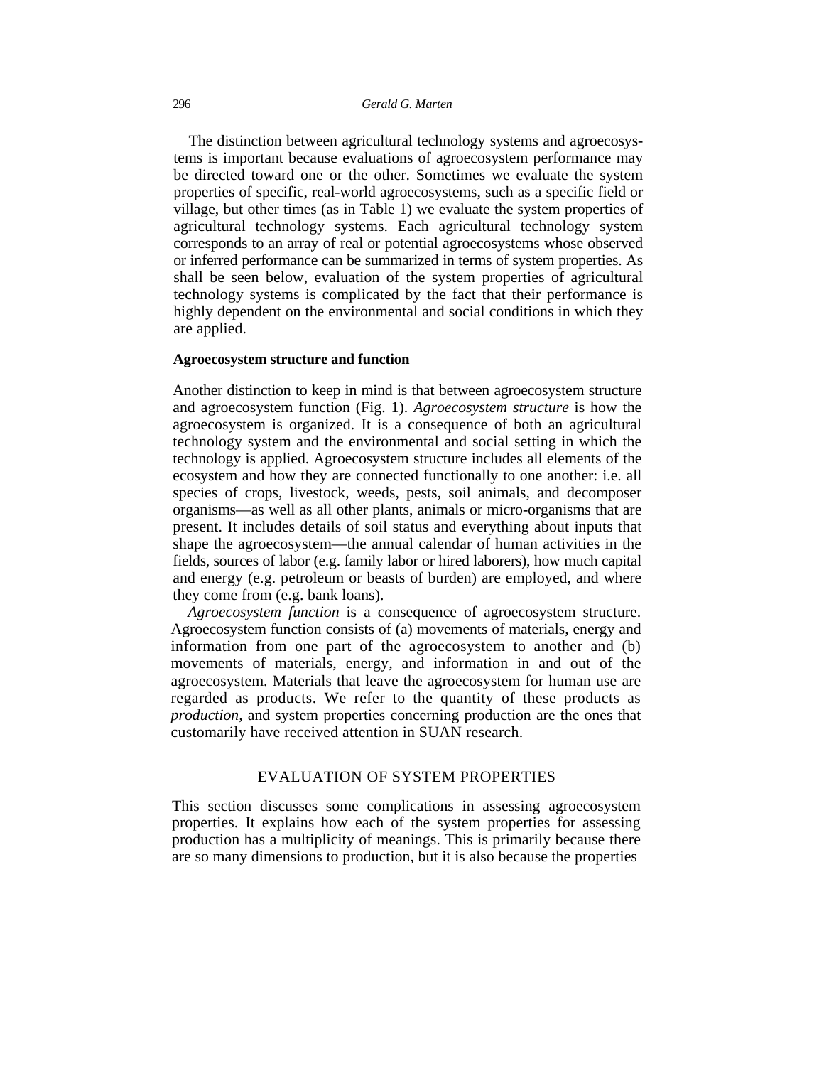The distinction between agricultural technology systems and agroecosystems is important because evaluations of agroecosystem performance may be directed toward one or the other. Sometimes we evaluate the system properties of specific, real-world agroecosystems, such as a specific field or village, but other times (as in Table 1) we evaluate the system properties of agricultural technology systems. Each agricultural technology system corresponds to an array of real or potential agroecosystems whose observed or inferred performance can be summarized in terms of system properties. As shall be seen below, evaluation of the system properties of agricultural technology systems is complicated by the fact that their performance is highly dependent on the environmental and social conditions in which they are applied.

### Agroecosystem structure and function

Another distinction to keep in mind is that between agroecosystem structure and agroecosystem function (Fig. 1). *Agroecosystem structure* is how the agroecosystem is organized. It is a consequence of both an agricultural technology system and the environmental and social setting in which the technology is applied. Agroecosystem structure includes all elements of the ecosystem and how they are connected functionally to one another: i.e. all species of crops, livestock, weeds, pests, soil animals, and decomposer organisms—as well as all other plants, animals or micro-organisms that are present. It includes details of soil status and everything about inputs that shape the agroecosystem—the annual calendar of human activities in the fields, sources of labor (e.g. family labor or hired laborers), how much capital and energy (e.g. petroleum or beasts of burden) are employed, and where they come from (e.g. bank loans).

*Agroecosystem function* is a consequence of agroecosystem structure. Agroecosystem function consists of (a) movements of materials, energy and information from one part of the agroecosystem to another and (b) movements of materials, energy, and information in and out of the agroecosystem. Materials that leave the agroecosystem for human use are regarded as products. We refer to the quantity of these products as *production*, and system properties concerning production are the ones that customarily have received attention in SUAN research.

## EVALUATION OF SYSTEM PROPERTIES

This section discusses some complications in assessing agroecosystem properties. It explains how each of the system properties for assessing production has a multiplicity of meanings. This is primarily because there are so many dimensions to production, but it is also because the properties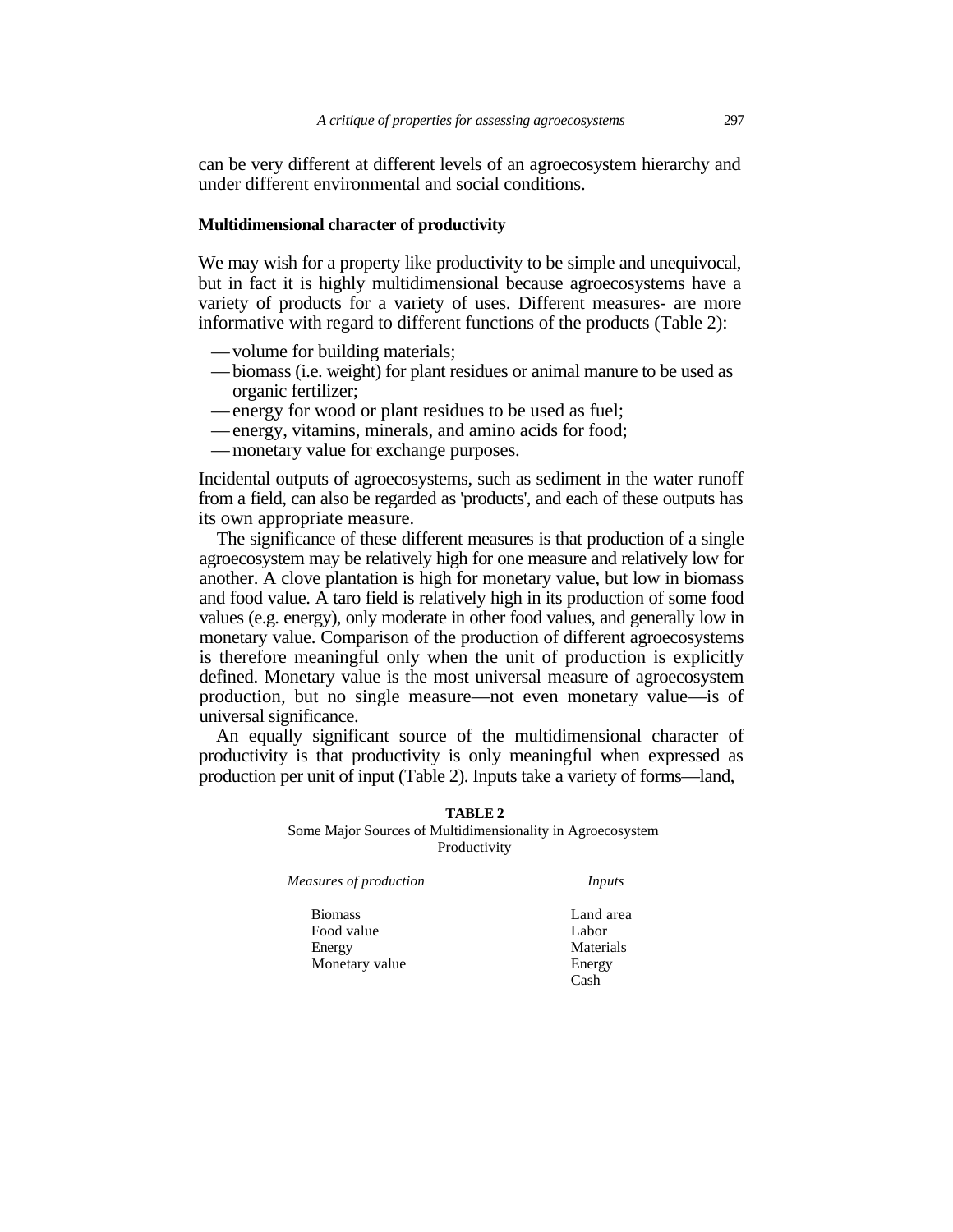can be very different at different levels of an agroecosystem hierarchy and under different environmental and social conditions.

### Multidimensional character of productivity

We may wish for a property like productivity to be simple and unequivocal, but in fact it is highly multidimensional because agroecosystems have a variety of products for a variety of uses. Different measures- are more informative with regard to different functions of the products (Table 2):

- —volume for building materials;
- —biomass (i.e. weight) for plant residues or animal manure to be used as organic fertilizer;
- —energy for wood or plant residues to be used as fuel;
- —energy, vitamins, minerals, and amino acids for food;
- —monetary value for exchange purposes.

Incidental outputs of agroecosystems, such as sediment in the water runoff from a field, can also be regarded as 'products', and each of these outputs has its own appropriate measure.

The significance of these different measures is that production of a single agroecosystem may be relatively high for one measure and relatively low for another. A clove plantation is high for monetary value, but low in biomass and food value. A taro field is relatively high in its production of some food values (e.g. energy), only moderate in other food values, and generally low in monetary value. Comparison of the production of different agroecosystems is therefore meaningful only when the unit of production is explicitly defined. Monetary value is the most universal measure of agroecosystem production, but no single measure—not even monetary value—is of universal significance.

An equally significant source of the multidimensional character of productivity is that productivity is only meaningful when expressed as production per unit of input (Table 2). Inputs take a variety of forms—land,

**TABLE 2**

Some Major Sources of Multidimensionality in Agroecosystem Productivity

| *Measures of production* | *Inputs* |
|---|---|
| Biomass | Land area |
| Food value | Labor |
| Energy | Materials |
| Monetary value | Energy |
| | Cash |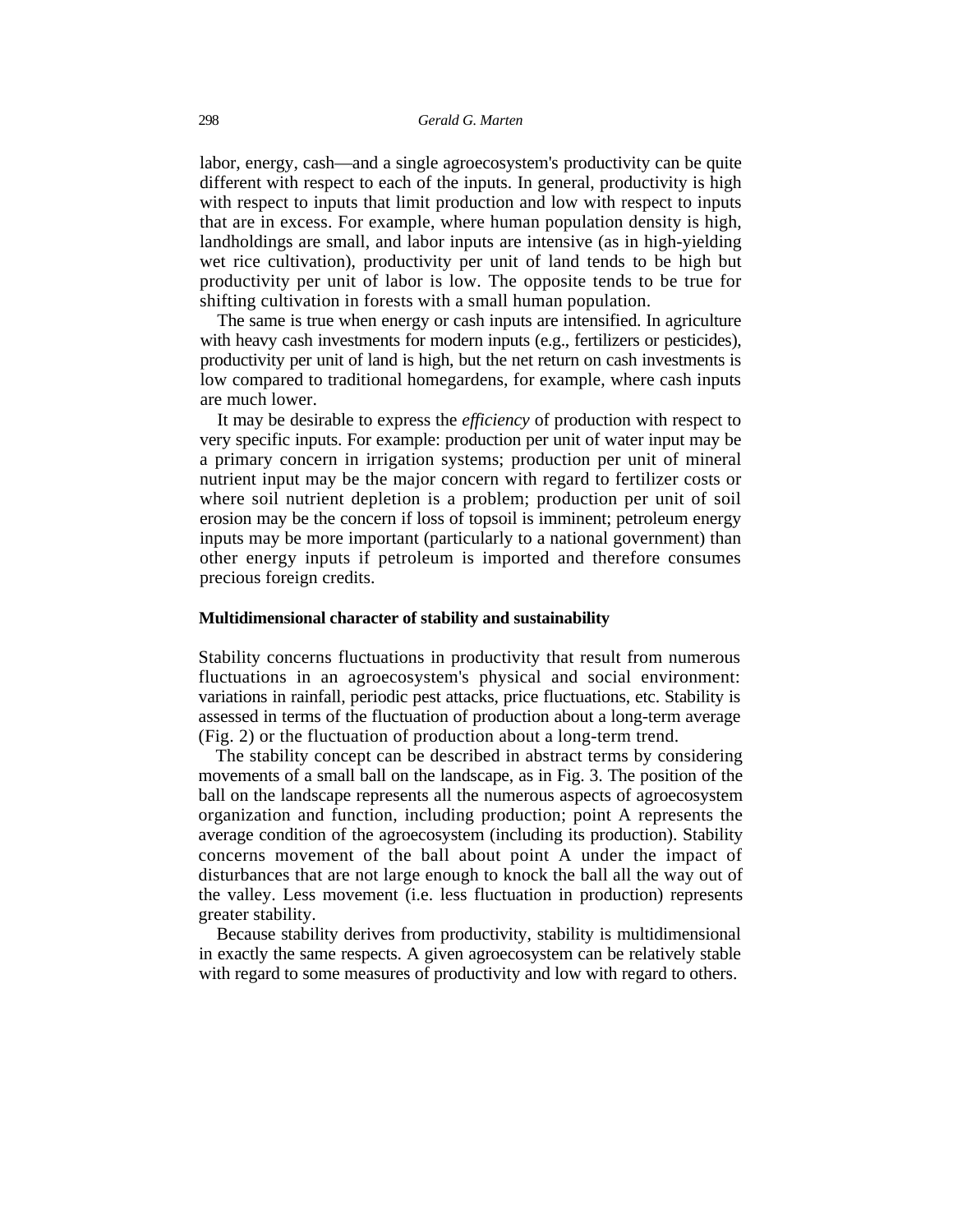labor, energy, cash—and a single agroecosystem's productivity can be quite different with respect to each of the inputs. In general, productivity is high with respect to inputs that limit production and low with respect to inputs that are in excess. For example, where human population density is high, landholdings are small, and labor inputs are intensive (as in high-yielding wet rice cultivation), productivity per unit of land tends to be high but productivity per unit of labor is low. The opposite tends to be true for shifting cultivation in forests with a small human population.

The same is true when energy or cash inputs are intensified. In agriculture with heavy cash investments for modern inputs (e.g., fertilizers or pesticides), productivity per unit of land is high, but the net return on cash investments is low compared to traditional homegardens, for example, where cash inputs are much lower.

It may be desirable to express the *efficiency* of production with respect to very specific inputs. For example: production per unit of water input may be a primary concern in irrigation systems; production per unit of mineral nutrient input may be the major concern with regard to fertilizer costs or where soil nutrient depletion is a problem; production per unit of soil erosion may be the concern if loss of topsoil is imminent; petroleum energy inputs may be more important (particularly to a national government) than other energy inputs if petroleum is imported and therefore consumes precious foreign credits.

### Multidimensional character of stability and sustainability

Stability concerns fluctuations in productivity that result from numerous fluctuations in an agroecosystem's physical and social environment: variations in rainfall, periodic pest attacks, price fluctuations, etc. Stability is assessed in terms of the fluctuation of production about a long-term average (Fig. 2) or the fluctuation of production about a long-term trend.

The stability concept can be described in abstract terms by considering movements of a small ball on the landscape, as in Fig. 3. The position of the ball on the landscape represents all the numerous aspects of agroecosystem organization and function, including production; point A represents the average condition of the agroecosystem (including its production). Stability concerns movement of the ball about point A under the impact of disturbances that are not large enough to knock the ball all the way out of the valley. Less movement (i.e. less fluctuation in production) represents greater stability.

Because stability derives from productivity, stability is multidimensional in exactly the same respects. A given agroecosystem can be relatively stable with regard to some measures of productivity and low with regard to others.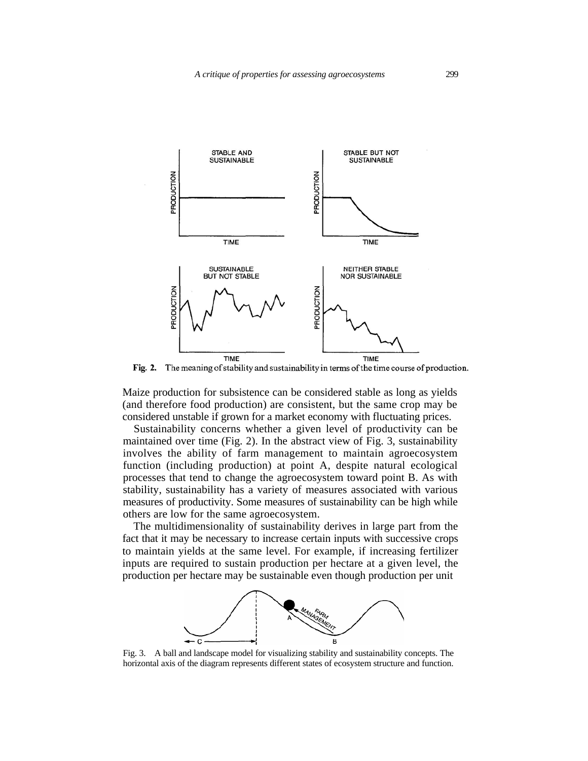Fig. 2. The meaning of stability and sustainability in terms of the time course of production.

Maize production for subsistence can be considered stable as long as yields (and therefore food production) are consistent, but the same crop may be considered unstable if grown for a market economy with fluctuating prices.

Sustainability concerns whether a given level of productivity can be maintained over time (Fig. 2). In the abstract view of Fig. 3, sustainability involves the ability of farm management to maintain agroecosystem function (including production) at point A, despite natural ecological processes that tend to change the agroecosystem toward point B. As with stability, sustainability has a variety of measures associated with various measures of productivity. Some measures of sustainability can be high while others are low for the same agroecosystem.

The multidimensionality of sustainability derives in large part from the fact that it may be necessary to increase certain inputs with successive crops to maintain yields at the same level. For example, if increasing fertilizer inputs are required to sustain production per hectare at a given level, the production per hectare may be sustainable even though production per unit

Fig. 3. A ball and landscape model for visualizing stability and sustainability concepts. The horizontal axis of the diagram represents different states of ecosystem structure and function.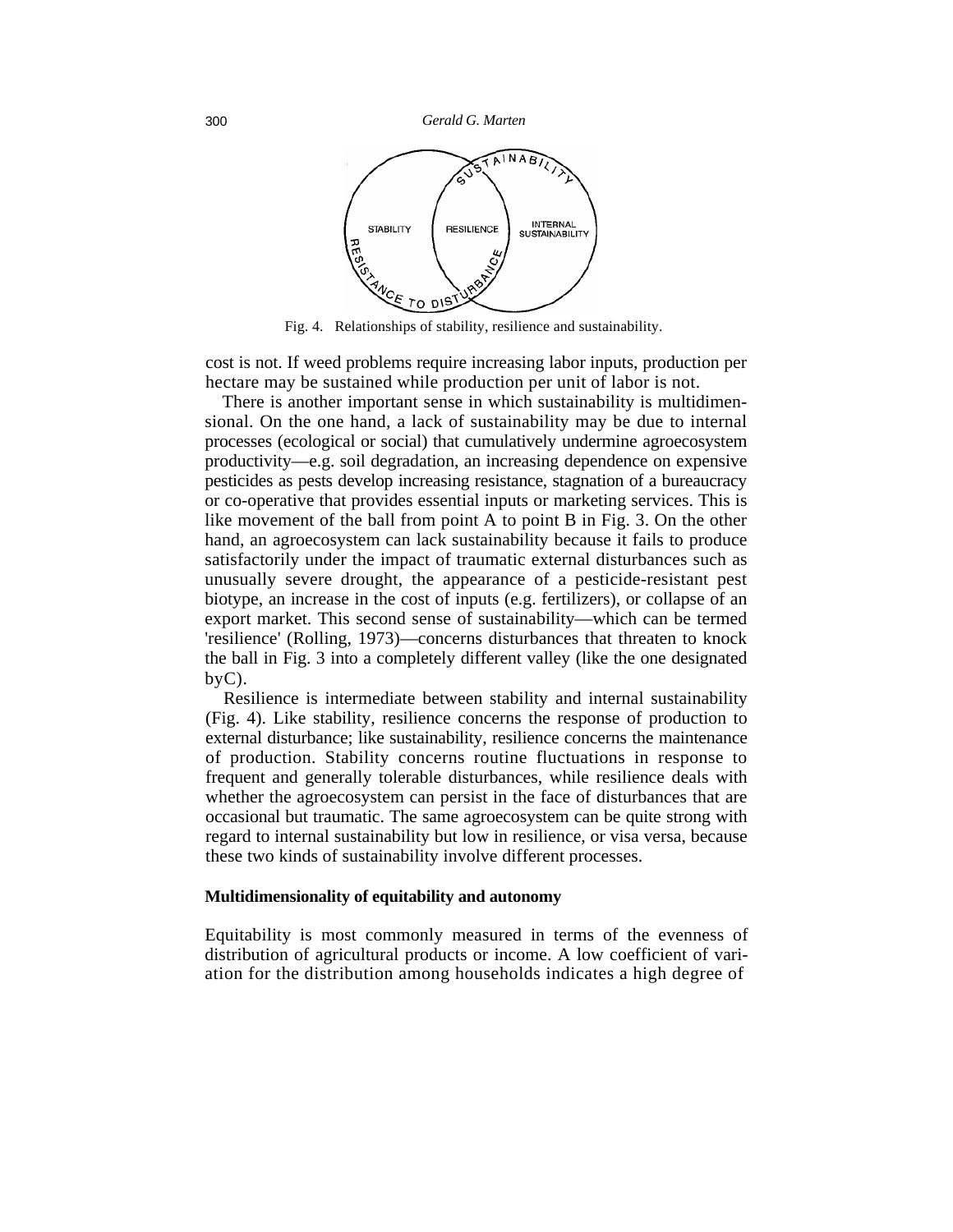Fig. 4. Relationships of stability, resilience and sustainability.

cost is not. If weed problems require increasing labor inputs, production per hectare may be sustained while production per unit of labor is not.

There is another important sense in which sustainability is multidimensional. On the one hand, a lack of sustainability may be due to internal processes (ecological or social) that cumulatively undermine agroecosystem productivity—e.g. soil degradation, an increasing dependence on expensive pesticides as pests develop increasing resistance, stagnation of a bureaucracy or co-operative that provides essential inputs or marketing services. This is like movement of the ball from point A to point B in Fig. 3. On the other hand, an agroecosystem can lack sustainability because it fails to produce satisfactorily under the impact of traumatic external disturbances such as unusually severe drought, the appearance of a pesticide-resistant pest biotype, an increase in the cost of inputs (e.g. fertilizers), or collapse of an export market. This second sense of sustainability—which can be termed 'resilience' (Rolling, 1973)—concerns disturbances that threaten to knock the ball in Fig. 3 into a completely different valley (like the one designated byC).

Resilience is intermediate between stability and internal sustainability (Fig. 4). Like stability, resilience concerns the response of production to external disturbance; like sustainability, resilience concerns the maintenance of production. Stability concerns routine fluctuations in response to frequent and generally tolerable disturbances, while resilience deals with whether the agroecosystem can persist in the face of disturbances that are occasional but traumatic. The same agroecosystem can be quite strong with regard to internal sustainability but low in resilience, or visa versa, because these two kinds of sustainability involve different processes.

### Multidimensionality of equitability and autonomy

Equitability is most commonly measured in terms of the evenness of distribution of agricultural products or income. A low coefficient of variation for the distribution among households indicates a high degree of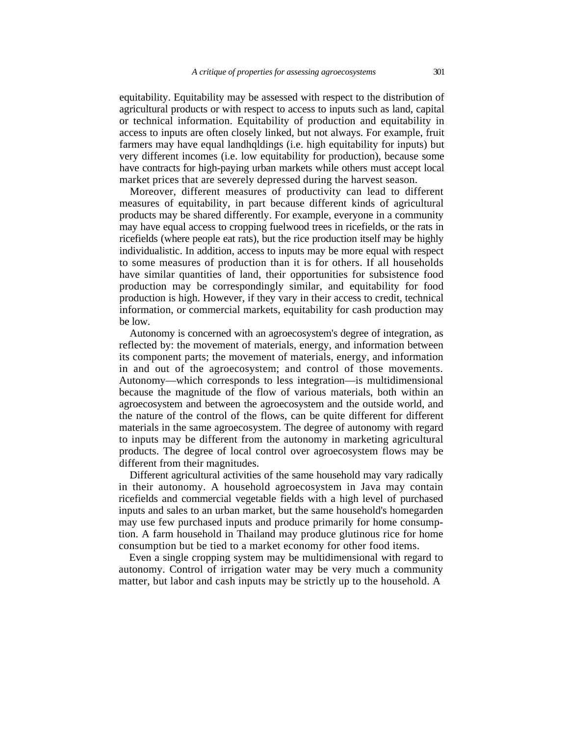equitability. Equitability may be assessed with respect to the distribution of agricultural products or with respect to access to inputs such as land, capital or technical information. Equitability of production and equitability in access to inputs are often closely linked, but not always. For example, fruit farmers may have equal landhqldings (i.e. high equitability for inputs) but very different incomes (i.e. low equitability for production), because some have contracts for high-paying urban markets while others must accept local market prices that are severely depressed during the harvest season.

Moreover, different measures of productivity can lead to different measures of equitability, in part because different kinds of agricultural products may be shared differently. For example, everyone in a community may have equal access to cropping fuelwood trees in ricefields, or the rats in ricefields (where people eat rats), but the rice production itself may be highly individualistic. In addition, access to inputs may be more equal with respect to some measures of production than it is for others. If all households have similar quantities of land, their opportunities for subsistence food production may be correspondingly similar, and equitability for food production is high. However, if they vary in their access to credit, technical information, or commercial markets, equitability for cash production may be low.

Autonomy is concerned with an agroecosystem's degree of integration, as reflected by: the movement of materials, energy, and information between its component parts; the movement of materials, energy, and information in and out of the agroecosystem; and control of those movements. Autonomy—which corresponds to less integration—is multidimensional because the magnitude of the flow of various materials, both within an agroecosystem and between the agroecosystem and the outside world, and the nature of the control of the flows, can be quite different for different materials in the same agroecosystem. The degree of autonomy with regard to inputs may be different from the autonomy in marketing agricultural products. The degree of local control over agroecosystem flows may be different from their magnitudes.

Different agricultural activities of the same household may vary radically in their autonomy. A household agroecosystem in Java may contain ricefields and commercial vegetable fields with a high level of purchased inputs and sales to an urban market, but the same household's homegarden may use few purchased inputs and produce primarily for home consumption. A farm household in Thailand may produce glutinous rice for home consumption but be tied to a market economy for other food items.

Even a single cropping system may be multidimensional with regard to autonomy. Control of irrigation water may be very much a community matter, but labor and cash inputs may be strictly up to the household. A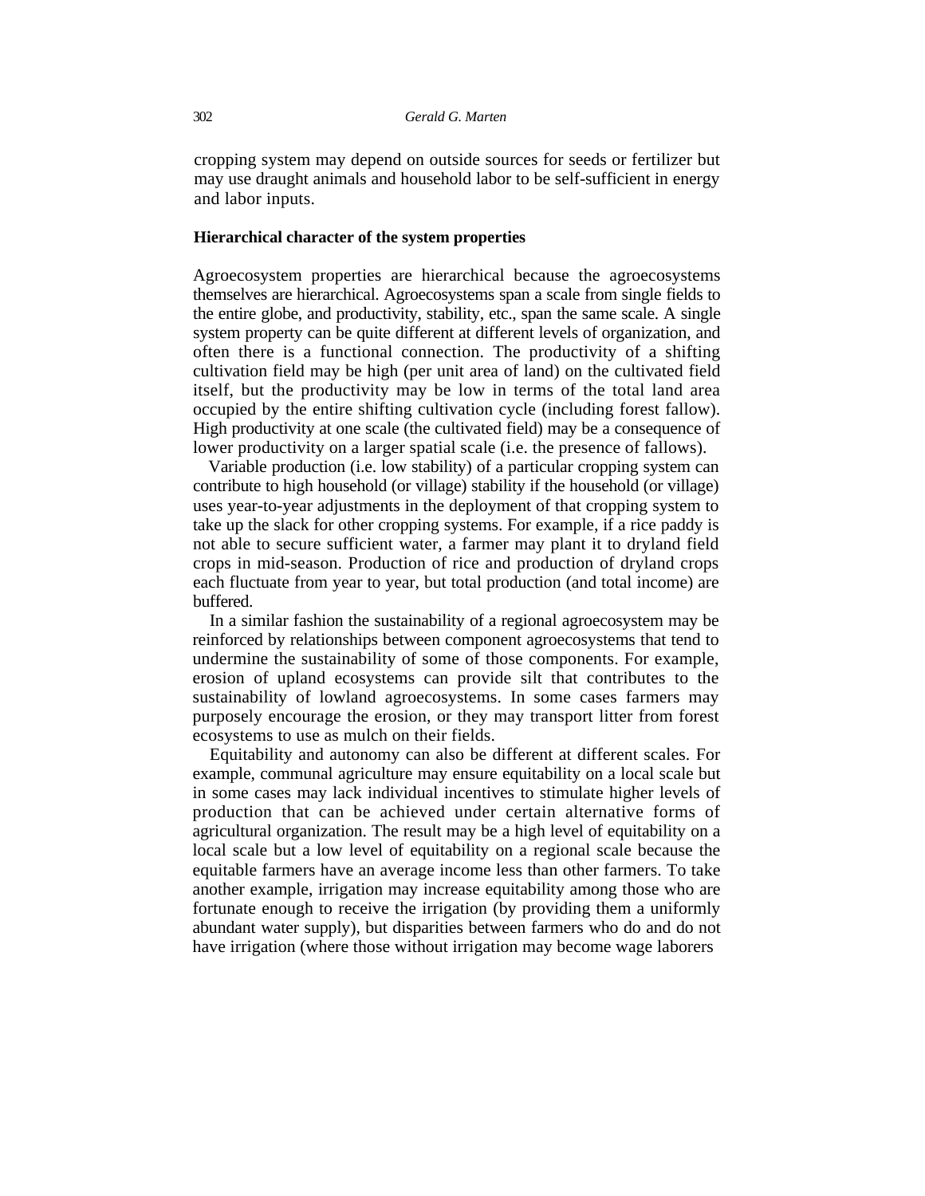cropping system may depend on outside sources for seeds or fertilizer but may use draught animals and household labor to be self-sufficient in energy and labor inputs.

### Hierarchical character of the system properties

Agroecosystem properties are hierarchical because the agroecosystems themselves are hierarchical. Agroecosystems span a scale from single fields to the entire globe, and productivity, stability, etc., span the same scale. A single system property can be quite different at different levels of organization, and often there is a functional connection. The productivity of a shifting cultivation field may be high (per unit area of land) on the cultivated field itself, but the productivity may be low in terms of the total land area occupied by the entire shifting cultivation cycle (including forest fallow). High productivity at one scale (the cultivated field) may be a consequence of lower productivity on a larger spatial scale (i.e. the presence of fallows).

Variable production (i.e. low stability) of a particular cropping system can contribute to high household (or village) stability if the household (or village) uses year-to-year adjustments in the deployment of that cropping system to take up the slack for other cropping systems. For example, if a rice paddy is not able to secure sufficient water, a farmer may plant it to dryland field crops in mid-season. Production of rice and production of dryland crops each fluctuate from year to year, but total production (and total income) are buffered.

In a similar fashion the sustainability of a regional agroecosystem may be reinforced by relationships between component agroecosystems that tend to undermine the sustainability of some of those components. For example, erosion of upland ecosystems can provide silt that contributes to the sustainability of lowland agroecosystems. In some cases farmers may purposely encourage the erosion, or they may transport litter from forest ecosystems to use as mulch on their fields.

Equitability and autonomy can also be different at different scales. For example, communal agriculture may ensure equitability on a local scale but in some cases may lack individual incentives to stimulate higher levels of production that can be achieved under certain alternative forms of agricultural organization. The result may be a high level of equitability on a local scale but a low level of equitability on a regional scale because the equitable farmers have an average income less than other farmers. To take another example, irrigation may increase equitability among those who are fortunate enough to receive the irrigation (by providing them a uniformly abundant water supply), but disparities between farmers who do and do not have irrigation (where those without irrigation may become wage laborers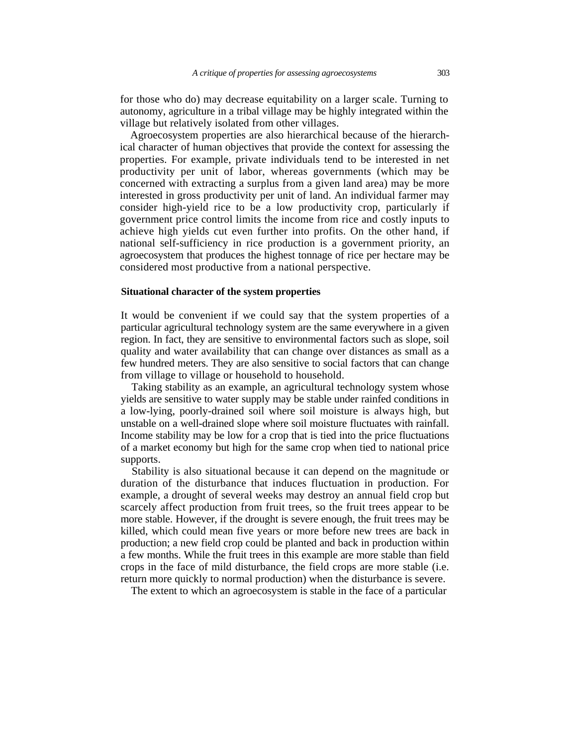for those who do) may decrease equitability on a larger scale. Turning to autonomy, agriculture in a tribal village may be highly integrated within the village but relatively isolated from other villages.

Agroecosystem properties are also hierarchical because of the hierarchical character of human objectives that provide the context for assessing the properties. For example, private individuals tend to be interested in net productivity per unit of labor, whereas governments (which may be concerned with extracting a surplus from a given land area) may be more interested in gross productivity per unit of land. An individual farmer may consider high-yield rice to be a low productivity crop, particularly if government price control limits the income from rice and costly inputs to achieve high yields cut even further into profits. On the other hand, if national self-sufficiency in rice production is a government priority, an agroecosystem that produces the highest tonnage of rice per hectare may be considered most productive from a national perspective.

### Situational character of the system properties

It would be convenient if we could say that the system properties of a particular agricultural technology system are the same everywhere in a given region. In fact, they are sensitive to environmental factors such as slope, soil quality and water availability that can change over distances as small as a few hundred meters. They are also sensitive to social factors that can change from village to village or household to household.

Taking stability as an example, an agricultural technology system whose yields are sensitive to water supply may be stable under rainfed conditions in a low-lying, poorly-drained soil where soil moisture is always high, but unstable on a well-drained slope where soil moisture fluctuates with rainfall. Income stability may be low for a crop that is tied into the price fluctuations of a market economy but high for the same crop when tied to national price supports.

Stability is also situational because it can depend on the magnitude or duration of the disturbance that induces fluctuation in production. For example, a drought of several weeks may destroy an annual field crop but scarcely affect production from fruit trees, so the fruit trees appear to be more stable. However, if the drought is severe enough, the fruit trees may be killed, which could mean five years or more before new trees are back in production; a new field crop could be planted and back in production within a few months. While the fruit trees in this example are more stable than field crops in the face of mild disturbance, the field crops are more stable (i.e. return more quickly to normal production) when the disturbance is severe.

The extent to which an agroecosystem is stable in the face of a particular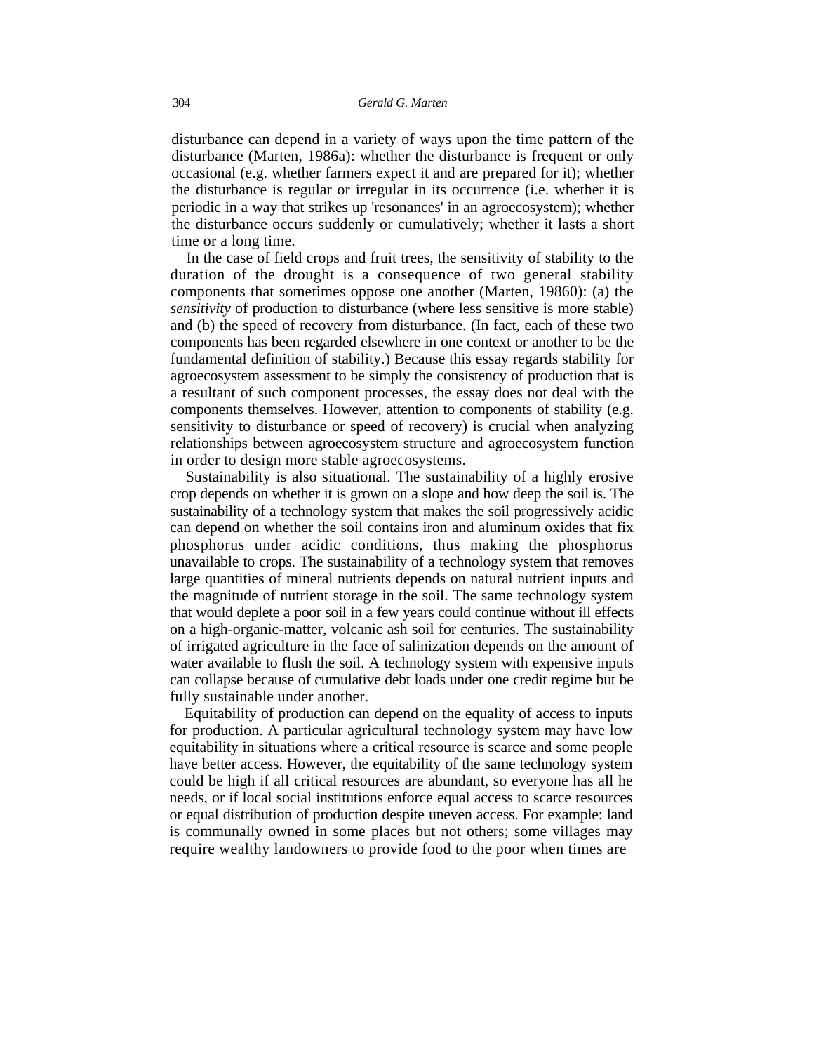disturbance can depend in a variety of ways upon the time pattern of the disturbance (Marten, 1986a): whether the disturbance is frequent or only occasional (e.g. whether farmers expect it and are prepared for it); whether the disturbance is regular or irregular in its occurrence (i.e. whether it is periodic in a way that strikes up 'resonances' in an agroecosystem); whether the disturbance occurs suddenly or cumulatively; whether it lasts a short time or a long time.

In the case of field crops and fruit trees, the sensitivity of stability to the duration of the drought is a consequence of two general stability components that sometimes oppose one another (Marten, 19860): (a) the *sensitivity* of production to disturbance (where less sensitive is more stable) and (b) the speed of recovery from disturbance. (In fact, each of these two components has been regarded elsewhere in one context or another to be the fundamental definition of stability.) Because this essay regards stability for agroecosystem assessment to be simply the consistency of production that is a resultant of such component processes, the essay does not deal with the components themselves. However, attention to components of stability (e.g. sensitivity to disturbance or speed of recovery) is crucial when analyzing relationships between agroecosystem structure and agroecosystem function in order to design more stable agroecosystems.

Sustainability is also situational. The sustainability of a highly erosive crop depends on whether it is grown on a slope and how deep the soil is. The sustainability of a technology system that makes the soil progressively acidic can depend on whether the soil contains iron and aluminum oxides that fix phosphorus under acidic conditions, thus making the phosphorus unavailable to crops. The sustainability of a technology system that removes large quantities of mineral nutrients depends on natural nutrient inputs and the magnitude of nutrient storage in the soil. The same technology system that would deplete a poor soil in a few years could continue without ill effects on a high-organic-matter, volcanic ash soil for centuries. The sustainability of irrigated agriculture in the face of salinization depends on the amount of water available to flush the soil. A technology system with expensive inputs can collapse because of cumulative debt loads under one credit regime but be fully sustainable under another.

Equitability of production can depend on the equality of access to inputs for production. A particular agricultural technology system may have low equitability in situations where a critical resource is scarce and some people have better access. However, the equitability of the same technology system could be high if all critical resources are abundant, so everyone has all he needs, or if local social institutions enforce equal access to scarce resources or equal distribution of production despite uneven access. For example: land is communally owned in some places but not others; some villages may require wealthy landowners to provide food to the poor when times are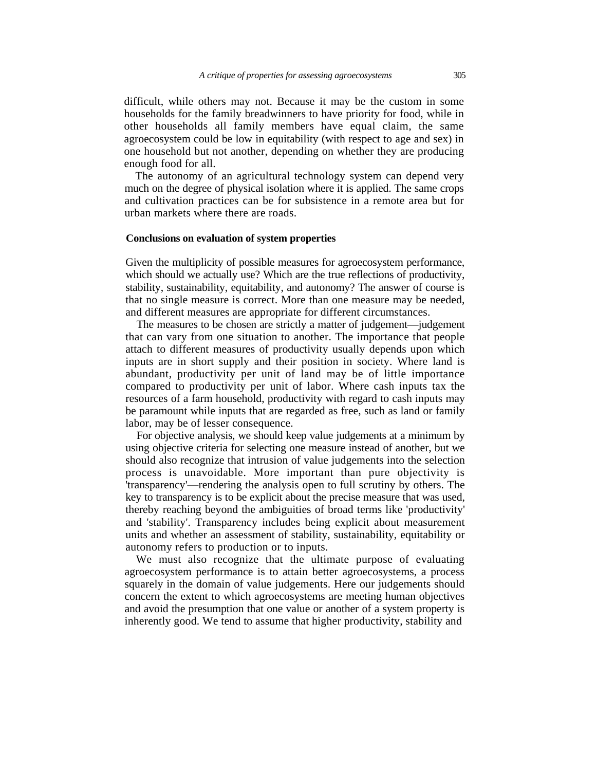difficult, while others may not. Because it may be the custom in some households for the family breadwinners to have priority for food, while in other households all family members have equal claim, the same agroecosystem could be low in equitability (with respect to age and sex) in one household but not another, depending on whether they are producing enough food for all.

The autonomy of an agricultural technology system can depend very much on the degree of physical isolation where it is applied. The same crops and cultivation practices can be for subsistence in a remote area but for urban markets where there are roads.

## Conclusions on evaluation of system properties

Given the multiplicity of possible measures for agroecosystem performance, which should we actually use? Which are the true reflections of productivity, stability, sustainability, equitability, and autonomy? The answer of course is that no single measure is correct. More than one measure may be needed, and different measures are appropriate for different circumstances.

The measures to be chosen are strictly a matter of judgement—judgement that can vary from one situation to another. The importance that people attach to different measures of productivity usually depends upon which inputs are in short supply and their position in society. Where land is abundant, productivity per unit of land may be of little importance compared to productivity per unit of labor. Where cash inputs tax the resources of a farm household, productivity with regard to cash inputs may be paramount while inputs that are regarded as free, such as land or family labor, may be of lesser consequence.

For objective analysis, we should keep value judgements at a minimum by using objective criteria for selecting one measure instead of another, but we should also recognize that intrusion of value judgements into the selection process is unavoidable. More important than pure objectivity is 'transparency'—rendering the analysis open to full scrutiny by others. The key to transparency is to be explicit about the precise measure that was used, thereby reaching beyond the ambiguities of broad terms like 'productivity' and 'stability'. Transparency includes being explicit about measurement units and whether an assessment of stability, sustainability, equitability or autonomy refers to production or to inputs.

We must also recognize that the ultimate purpose of evaluating agroecosystem performance is to attain better agroecosystems, a process squarely in the domain of value judgements. Here our judgements should concern the extent to which agroecosystems are meeting human objectives and avoid the presumption that one value or another of a system property is inherently good. We tend to assume that higher productivity, stability and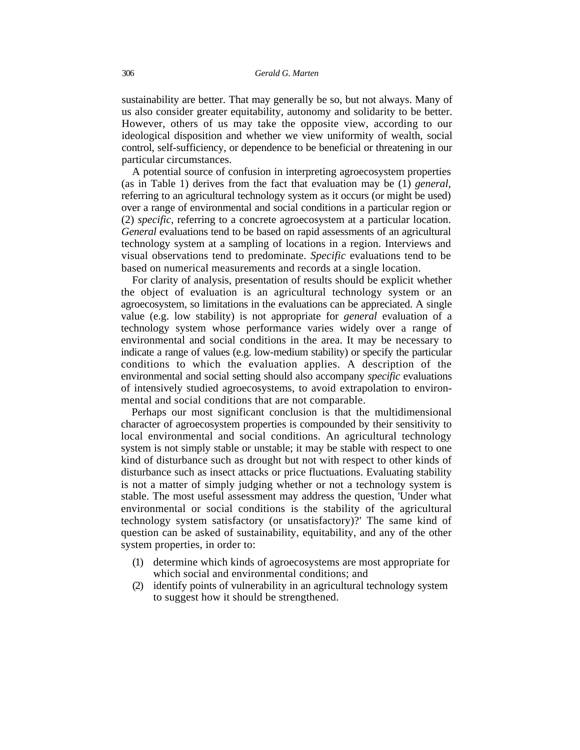sustainability are better. That may generally be so, but not always. Many of us also consider greater equitability, autonomy and solidarity to be better. However, others of us may take the opposite view, according to our ideological disposition and whether we view uniformity of wealth, social control, self-sufficiency, or dependence to be beneficial or threatening in our particular circumstances.

A potential source of confusion in interpreting agroecosystem properties (as in Table 1) derives from the fact that evaluation may be (1) *general,* referring to an agricultural technology system as it occurs (or might be used) over a range of environmental and social conditions in a particular region or (2) *specific,* referring to a concrete agroecosystem at a particular location. *General* evaluations tend to be based on rapid assessments of an agricultural technology system at a sampling of locations in a region. Interviews and visual observations tend to predominate. *Specific* evaluations tend to be based on numerical measurements and records at a single location.

For clarity of analysis, presentation of results should be explicit whether the object of evaluation is an agricultural technology system or an agroecosystem, so limitations in the evaluations can be appreciated. A single value (e.g. low stability) is not appropriate for *general* evaluation of a technology system whose performance varies widely over a range of environmental and social conditions in the area. It may be necessary to indicate a range of values (e.g. low-medium stability) or specify the particular conditions to which the evaluation applies. A description of the environmental and social setting should also accompany *specific* evaluations of intensively studied agroecosystems, to avoid extrapolation to environmental and social conditions that are not comparable.

Perhaps our most significant conclusion is that the multidimensional character of agroecosystem properties is compounded by their sensitivity to local environmental and social conditions. An agricultural technology system is not simply stable or unstable; it may be stable with respect to one kind of disturbance such as drought but not with respect to other kinds of disturbance such as insect attacks or price fluctuations. Evaluating stability is not a matter of simply judging whether or not a technology system is stable. The most useful assessment may address the question, 'Under what environmental or social conditions is the stability of the agricultural technology system satisfactory (or unsatisfactory)?' The same kind of question can be asked of sustainability, equitability, and any of the other system properties, in order to:

(1) determine which kinds of agroecosystems are most appropriate for which social and environmental conditions; and
(2) identify points of vulnerability in an agricultural technology system to suggest how it should be strengthened.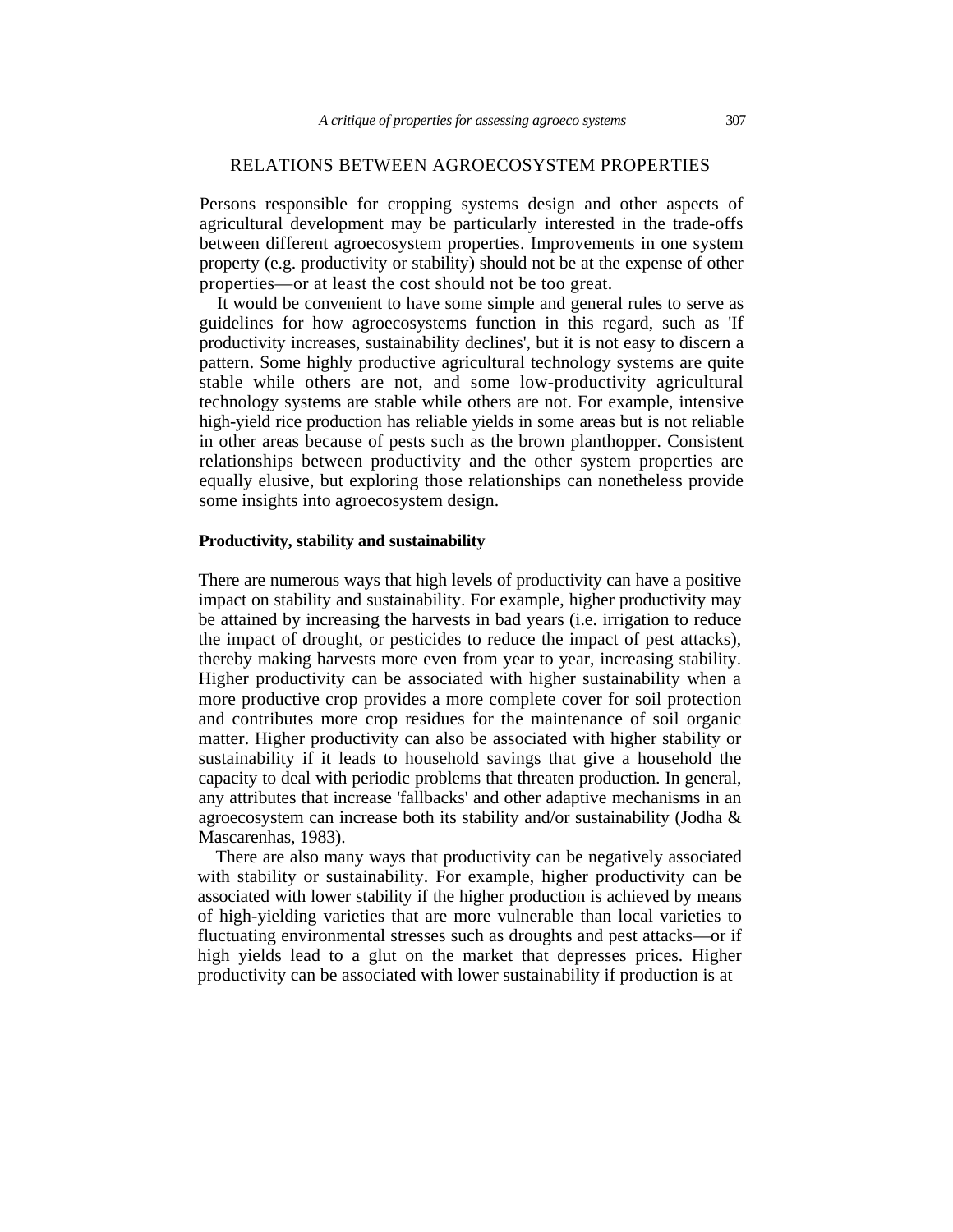## RELATIONS BETWEEN AGROECOSYSTEM PROPERTIES

Persons responsible for cropping systems design and other aspects of agricultural development may be particularly interested in the trade-offs between different agroecosystem properties. Improvements in one system property (e.g. productivity or stability) should not be at the expense of other properties—or at least the cost should not be too great.

It would be convenient to have some simple and general rules to serve as guidelines for how agroecosystems function in this regard, such as 'If productivity increases, sustainability declines', but it is not easy to discern a pattern. Some highly productive agricultural technology systems are quite stable while others are not, and some low-productivity agricultural technology systems are stable while others are not. For example, intensive high-yield rice production has reliable yields in some areas but is not reliable in other areas because of pests such as the brown planthopper. Consistent relationships between productivity and the other system properties are equally elusive, but exploring those relationships can nonetheless provide some insights into agroecosystem design.

### Productivity, stability and sustainability

There are numerous ways that high levels of productivity can have a positive impact on stability and sustainability. For example, higher productivity may be attained by increasing the harvests in bad years (i.e. irrigation to reduce the impact of drought, or pesticides to reduce the impact of pest attacks), thereby making harvests more even from year to year, increasing stability. Higher productivity can be associated with higher sustainability when a more productive crop provides a more complete cover for soil protection and contributes more crop residues for the maintenance of soil organic matter. Higher productivity can also be associated with higher stability or sustainability if it leads to household savings that give a household the capacity to deal with periodic problems that threaten production. In general, any attributes that increase 'fallbacks' and other adaptive mechanisms in an agroecosystem can increase both its stability and/or sustainability (Jodha & Mascarenhas, 1983).

There are also many ways that productivity can be negatively associated with stability or sustainability. For example, higher productivity can be associated with lower stability if the higher production is achieved by means of high-yielding varieties that are more vulnerable than local varieties to fluctuating environmental stresses such as droughts and pest attacks—or if high yields lead to a glut on the market that depresses prices. Higher productivity can be associated with lower sustainability if production is at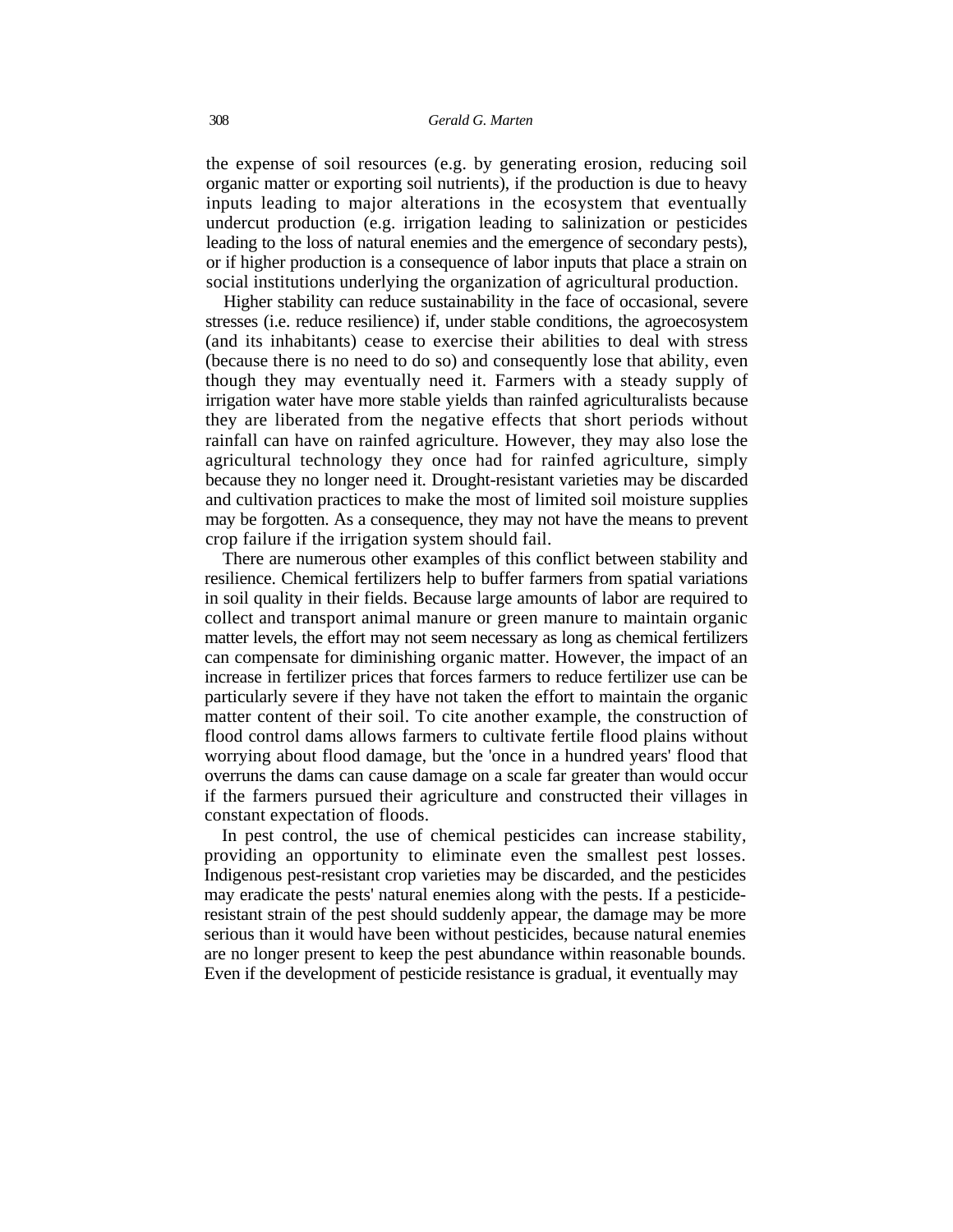the expense of soil resources (e.g. by generating erosion, reducing soil organic matter or exporting soil nutrients), if the production is due to heavy inputs leading to major alterations in the ecosystem that eventually undercut production (e.g. irrigation leading to salinization or pesticides leading to the loss of natural enemies and the emergence of secondary pests), or if higher production is a consequence of labor inputs that place a strain on social institutions underlying the organization of agricultural production.

Higher stability can reduce sustainability in the face of occasional, severe stresses (i.e. reduce resilience) if, under stable conditions, the agroecosystem (and its inhabitants) cease to exercise their abilities to deal with stress (because there is no need to do so) and consequently lose that ability, even though they may eventually need it. Farmers with a steady supply of irrigation water have more stable yields than rainfed agriculturalists because they are liberated from the negative effects that short periods without rainfall can have on rainfed agriculture. However, they may also lose the agricultural technology they once had for rainfed agriculture, simply because they no longer need it. Drought-resistant varieties may be discarded and cultivation practices to make the most of limited soil moisture supplies may be forgotten. As a consequence, they may not have the means to prevent crop failure if the irrigation system should fail.

There are numerous other examples of this conflict between stability and resilience. Chemical fertilizers help to buffer farmers from spatial variations in soil quality in their fields. Because large amounts of labor are required to collect and transport animal manure or green manure to maintain organic matter levels, the effort may not seem necessary as long as chemical fertilizers can compensate for diminishing organic matter. However, the impact of an increase in fertilizer prices that forces farmers to reduce fertilizer use can be particularly severe if they have not taken the effort to maintain the organic matter content of their soil. To cite another example, the construction of flood control dams allows farmers to cultivate fertile flood plains without worrying about flood damage, but the 'once in a hundred years' flood that overruns the dams can cause damage on a scale far greater than would occur if the farmers pursued their agriculture and constructed their villages in constant expectation of floods.

In pest control, the use of chemical pesticides can increase stability, providing an opportunity to eliminate even the smallest pest losses. Indigenous pest-resistant crop varieties may be discarded, and the pesticides may eradicate the pests' natural enemies along with the pests. If a pesticide-resistant strain of the pest should suddenly appear, the damage may be more serious than it would have been without pesticides, because natural enemies are no longer present to keep the pest abundance within reasonable bounds. Even if the development of pesticide resistance is gradual, it eventually may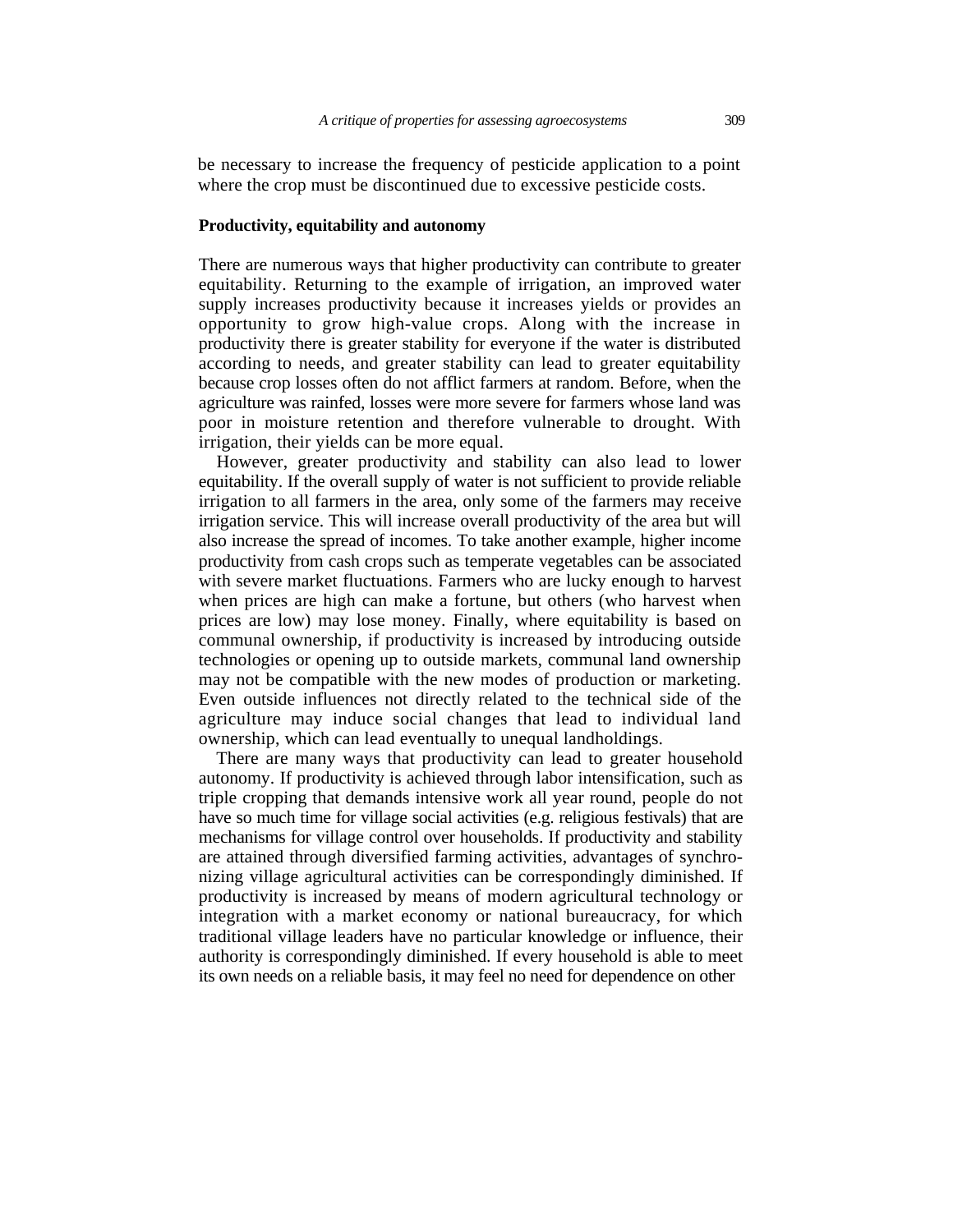be necessary to increase the frequency of pesticide application to a point where the crop must be discontinued due to excessive pesticide costs.

### Productivity, equitability and autonomy

There are numerous ways that higher productivity can contribute to greater equitability. Returning to the example of irrigation, an improved water supply increases productivity because it increases yields or provides an opportunity to grow high-value crops. Along with the increase in productivity there is greater stability for everyone if the water is distributed according to needs, and greater stability can lead to greater equitability because crop losses often do not afflict farmers at random. Before, when the agriculture was rainfed, losses were more severe for farmers whose land was poor in moisture retention and therefore vulnerable to drought. With irrigation, their yields can be more equal.

However, greater productivity and stability can also lead to lower equitability. If the overall supply of water is not sufficient to provide reliable irrigation to all farmers in the area, only some of the farmers may receive irrigation service. This will increase overall productivity of the area but will also increase the spread of incomes. To take another example, higher income productivity from cash crops such as temperate vegetables can be associated with severe market fluctuations. Farmers who are lucky enough to harvest when prices are high can make a fortune, but others (who harvest when prices are low) may lose money. Finally, where equitability is based on communal ownership, if productivity is increased by introducing outside technologies or opening up to outside markets, communal land ownership may not be compatible with the new modes of production or marketing. Even outside influences not directly related to the technical side of the agriculture may induce social changes that lead to individual land ownership, which can lead eventually to unequal landholdings.

There are many ways that productivity can lead to greater household autonomy. If productivity is achieved through labor intensification, such as triple cropping that demands intensive work all year round, people do not have so much time for village social activities (e.g. religious festivals) that are mechanisms for village control over households. If productivity and stability are attained through diversified farming activities, advantages of synchronizing village agricultural activities can be correspondingly diminished. If productivity is increased by means of modern agricultural technology or integration with a market economy or national bureaucracy, for which traditional village leaders have no particular knowledge or influence, their authority is correspondingly diminished. If every household is able to meet its own needs on a reliable basis, it may feel no need for dependence on other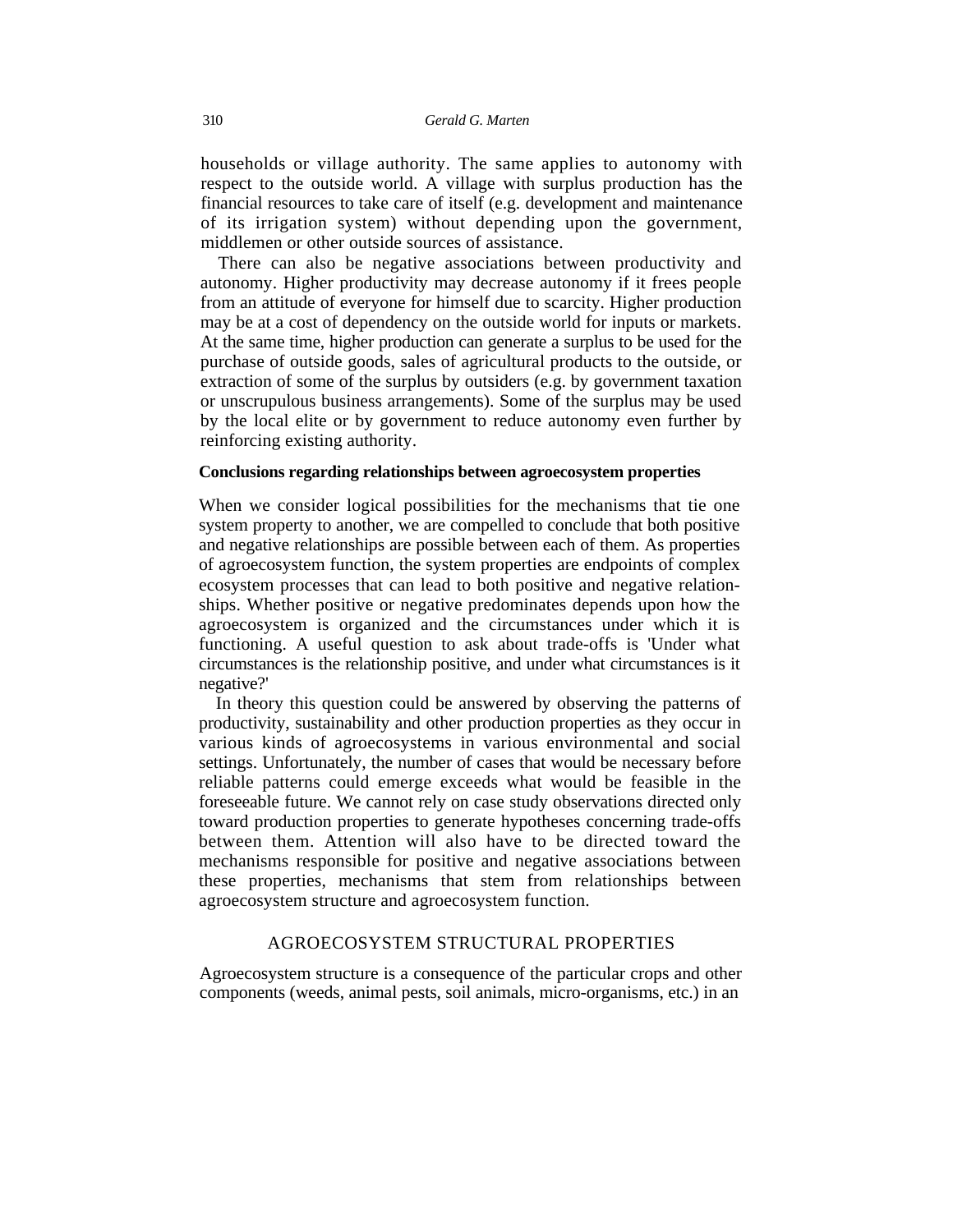households or village authority. The same applies to autonomy with respect to the outside world. A village with surplus production has the financial resources to take care of itself (e.g. development and maintenance of its irrigation system) without depending upon the government, middlemen or other outside sources of assistance.

There can also be negative associations between productivity and autonomy. Higher productivity may decrease autonomy if it frees people from an attitude of everyone for himself due to scarcity. Higher production may be at a cost of dependency on the outside world for inputs or markets. At the same time, higher production can generate a surplus to be used for the purchase of outside goods, sales of agricultural products to the outside, or extraction of some of the surplus by outsiders (e.g. by government taxation or unscrupulous business arrangements). Some of the surplus may be used by the local elite or by government to reduce autonomy even further by reinforcing existing authority.

### Conclusions regarding relationships between agroecosystem properties

When we consider logical possibilities for the mechanisms that tie one system property to another, we are compelled to conclude that both positive and negative relationships are possible between each of them. As properties of agroecosystem function, the system properties are endpoints of complex ecosystem processes that can lead to both positive and negative relationships. Whether positive or negative predominates depends upon how the agroecosystem is organized and the circumstances under which it is functioning. A useful question to ask about trade-offs is 'Under what circumstances is the relationship positive, and under what circumstances is it negative?'

In theory this question could be answered by observing the patterns of productivity, sustainability and other production properties as they occur in various kinds of agroecosystems in various environmental and social settings. Unfortunately, the number of cases that would be necessary before reliable patterns could emerge exceeds what would be feasible in the foreseeable future. We cannot rely on case study observations directed only toward production properties to generate hypotheses concerning trade-offs between them. Attention will also have to be directed toward the mechanisms responsible for positive and negative associations between these properties, mechanisms that stem from relationships between agroecosystem structure and agroecosystem function.

## AGROECOSYSTEM STRUCTURAL PROPERTIES

Agroecosystem structure is a consequence of the particular crops and other components (weeds, animal pests, soil animals, micro-organisms, etc.) in an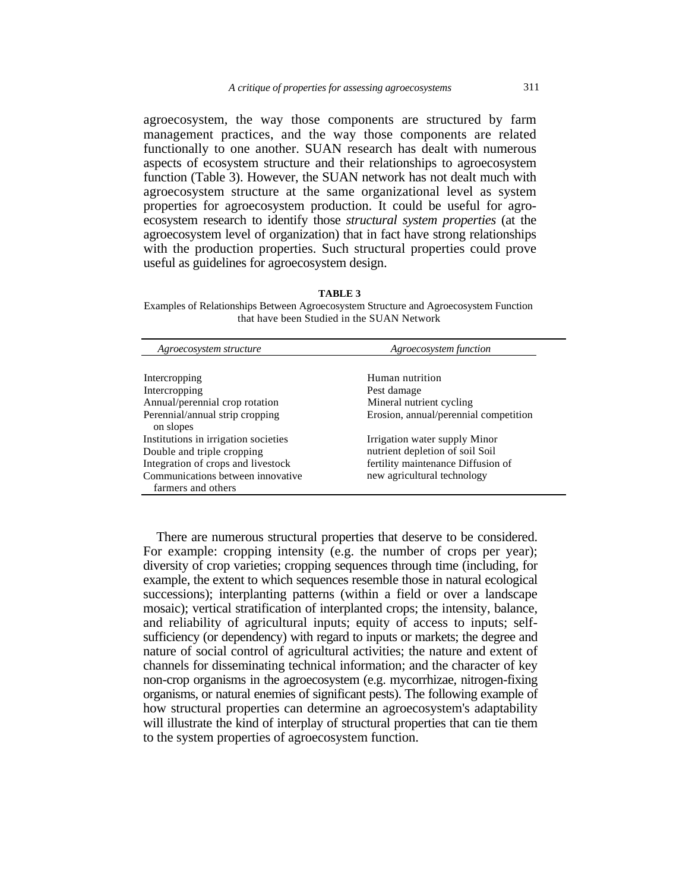agroecosystem, the way those components are structured by farm management practices, and the way those components are related functionally to one another. SUAN research has dealt with numerous aspects of ecosystem structure and their relationships to agroecosystem function (Table 3). However, the SUAN network has not dealt much with agroecosystem structure at the same organizational level as system properties for agroecosystem production. It could be useful for agroecosystem research to identify those *structural system properties* (at the agroecosystem level of organization) that in fact have strong relationships with the production properties. Such structural properties could prove useful as guidelines for agroecosystem design.

**TABLE 3**

Examples of Relationships Between Agroecosystem Structure and Agroecosystem Function that have been Studied in the SUAN Network

| *Agroecosystem structure* | *Agroecosystem function* |
|---|---|
| Intercropping | Human nutrition |
| Intercropping | Pest damage |
| Annual/perennial crop rotation | Mineral nutrient cycling |
| Perennial/annual strip cropping on slopes | Erosion, annual/perennial competition |
| Institutions in irrigation societies | Irrigation water supply |
| Double and triple cropping | Minor nutrient depletion of soil |
| Integration of crops and livestock | Soil fertility maintenance |
| Communications between innovative farmers and others | Diffusion of new agricultural technology |

There are numerous structural properties that deserve to be considered. For example: cropping intensity (e.g. the number of crops per year); diversity of crop varieties; cropping sequences through time (including, for example, the extent to which sequences resemble those in natural ecological successions); interplanting patterns (within a field or over a landscape mosaic); vertical stratification of interplanted crops; the intensity, balance, and reliability of agricultural inputs; equity of access to inputs; self-sufficiency (or dependency) with regard to inputs or markets; the degree and nature of social control of agricultural activities; the nature and extent of channels for disseminating technical information; and the character of key non-crop organisms in the agroecosystem (e.g. mycorrhizae, nitrogen-fixing organisms, or natural enemies of significant pests). The following example of how structural properties can determine an agroecosystem's adaptability will illustrate the kind of interplay of structural properties that can tie them to the system properties of agroecosystem function.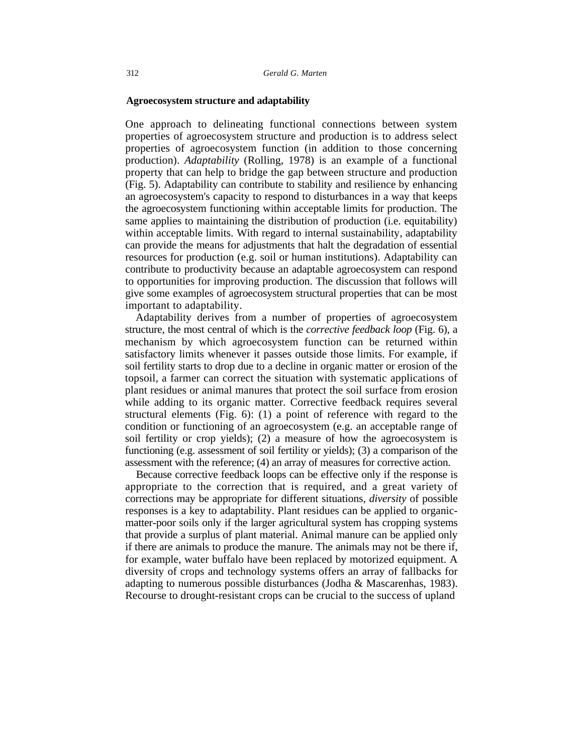## Agroecosystem structure and adaptability

One approach to delineating functional connections between system properties of agroecosystem structure and production is to address select properties of agroecosystem function (in addition to those concerning production). *Adaptability* (Rolling, 1978) is an example of a functional property that can help to bridge the gap between structure and production (Fig. 5). Adaptability can contribute to stability and resilience by enhancing an agroecosystem's capacity to respond to disturbances in a way that keeps the agroecosystem functioning within acceptable limits for production. The same applies to maintaining the distribution of production (i.e. equitability) within acceptable limits. With regard to internal sustainability, adaptability can provide the means for adjustments that halt the degradation of essential resources for production (e.g. soil or human institutions). Adaptability can contribute to productivity because an adaptable agroecosystem can respond to opportunities for improving production. The discussion that follows will give some examples of agroecosystem structural properties that can be most important to adaptability.

Adaptability derives from a number of properties of agroecosystem structure, the most central of which is the *corrective feedback loop* (Fig. 6), a mechanism by which agroecosystem function can be returned within satisfactory limits whenever it passes outside those limits. For example, if soil fertility starts to drop due to a decline in organic matter or erosion of the topsoil, a farmer can correct the situation with systematic applications of plant residues or animal manures that protect the soil surface from erosion while adding to its organic matter. Corrective feedback requires several structural elements (Fig. 6): (1) a point of reference with regard to the condition or functioning of an agroecosystem (e.g. an acceptable range of soil fertility or crop yields); (2) a measure of how the agroecosystem is functioning (e.g. assessment of soil fertility or yields); (3) a comparison of the assessment with the reference; (4) an array of measures for corrective action.

Because corrective feedback loops can be effective only if the response is appropriate to the correction that is required, and a great variety of corrections may be appropriate for different situations, *diversity* of possible responses is a key to adaptability. Plant residues can be applied to organic-matter-poor soils only if the larger agricultural system has cropping systems that provide a surplus of plant material. Animal manure can be applied only if there are animals to produce the manure. The animals may not be there if, for example, water buffalo have been replaced by motorized equipment. A diversity of crops and technology systems offers an array of fallbacks for adapting to numerous possible disturbances (Jodha & Mascarenhas, 1983). Recourse to drought-resistant crops can be crucial to the success of upland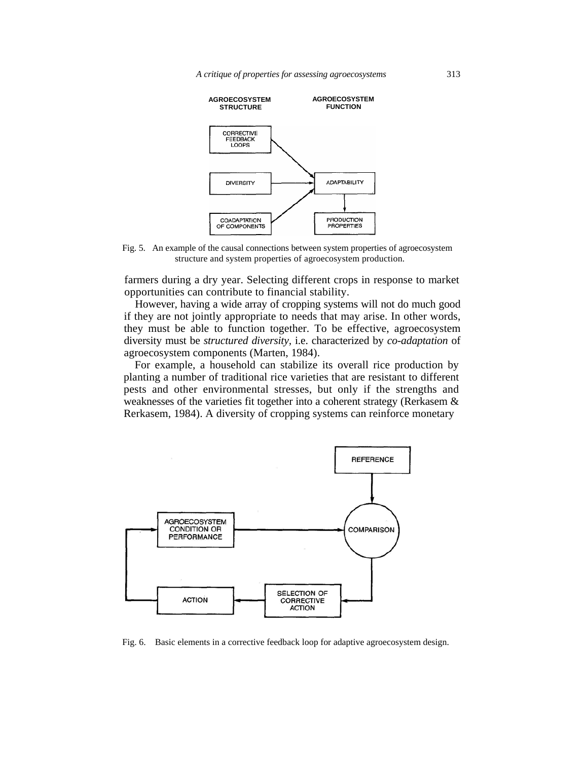Fig. 5. An example of the causal connections between system properties of agroecosystem structure and system properties of agroecosystem production.

farmers during a dry year. Selecting different crops in response to market opportunities can contribute to financial stability.

However, having a wide array of cropping systems will not do much good if they are not jointly appropriate to needs that may arise. In other words, they must be able to function together. To be effective, agroecosystem diversity must be *structured diversity*, i.e. characterized by *co-adaptation* of agroecosystem components (Marten, 1984).

For example, a household can stabilize its overall rice production by planting a number of traditional rice varieties that are resistant to different pests and other environmental stresses, but only if the strengths and weaknesses of the varieties fit together into a coherent strategy (Rerkasem & Rerkasem, 1984). A diversity of cropping systems can reinforce monetary

Fig. 6. Basic elements in a corrective feedback loop for adaptive agroecosystem design.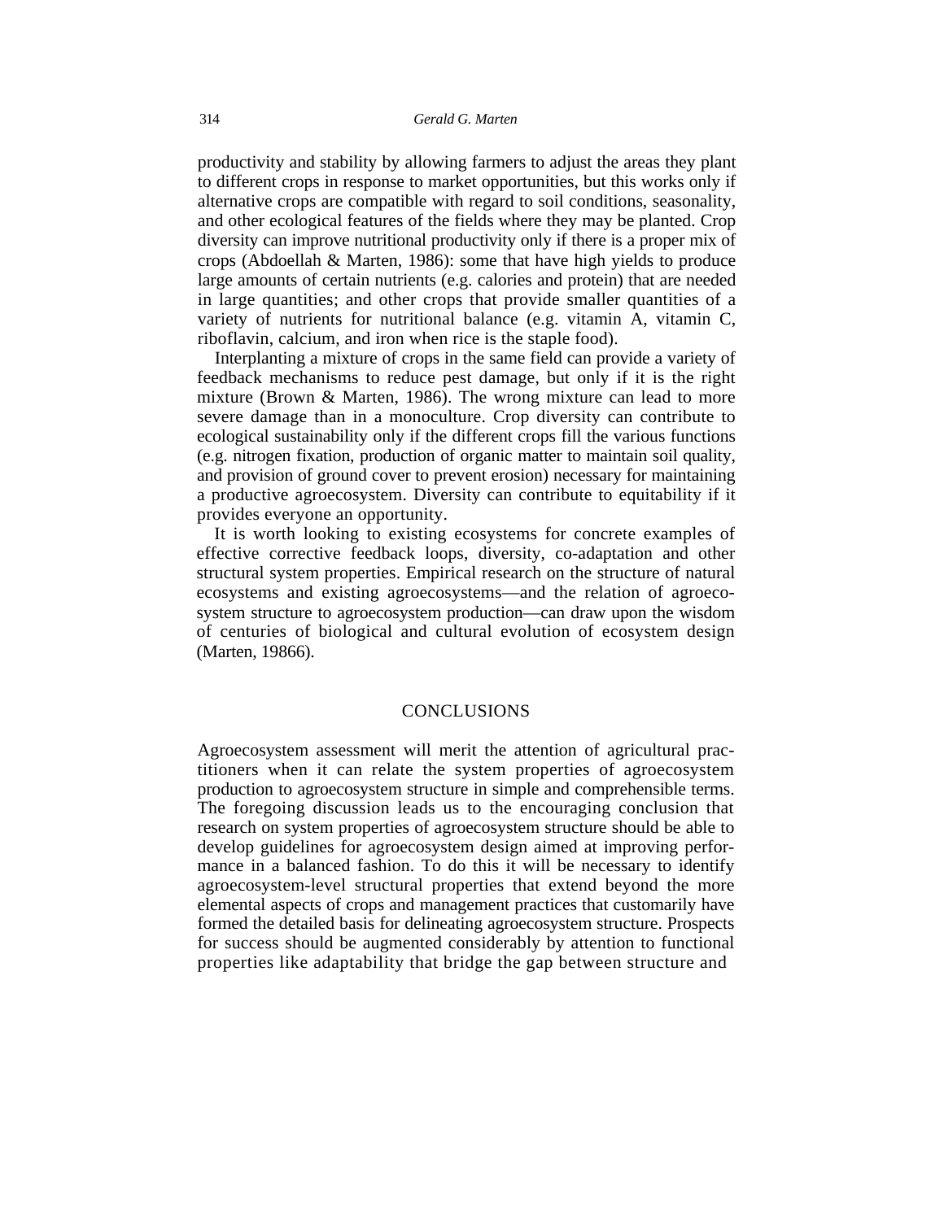productivity and stability by allowing farmers to adjust the areas they plant to different crops in response to market opportunities, but this works only if alternative crops are compatible with regard to soil conditions, seasonality, and other ecological features of the fields where they may be planted. Crop diversity can improve nutritional productivity only if there is a proper mix of crops (Abdoellah & Marten, 1986): some that have high yields to produce large amounts of certain nutrients (e.g. calories and protein) that are needed in large quantities; and other crops that provide smaller quantities of a variety of nutrients for nutritional balance (e.g. vitamin A, vitamin C, riboflavin, calcium, and iron when rice is the staple food).

Interplanting a mixture of crops in the same field can provide a variety of feedback mechanisms to reduce pest damage, but only if it is the right mixture (Brown & Marten, 1986). The wrong mixture can lead to more severe damage than in a monoculture. Crop diversity can contribute to ecological sustainability only if the different crops fill the various functions (e.g. nitrogen fixation, production of organic matter to maintain soil quality, and provision of ground cover to prevent erosion) necessary for maintaining a productive agroecosystem. Diversity can contribute to equitability if it provides everyone an opportunity.

It is worth looking to existing ecosystems for concrete examples of effective corrective feedback loops, diversity, co-adaptation and other structural system properties. Empirical research on the structure of natural ecosystems and existing agroecosystems—and the relation of agroecosystem structure to agroecosystem production—can draw upon the wisdom of centuries of biological and cultural evolution of ecosystem design (Marten, 19866).

## CONCLUSIONS

Agroecosystem assessment will merit the attention of agricultural practitioners when it can relate the system properties of agroecosystem production to agroecosystem structure in simple and comprehensible terms. The foregoing discussion leads us to the encouraging conclusion that research on system properties of agroecosystem structure should be able to develop guidelines for agroecosystem design aimed at improving performance in a balanced fashion. To do this it will be necessary to identify agroecosystem-level structural properties that extend beyond the more elemental aspects of crops and management practices that customarily have formed the detailed basis for delineating agroecosystem structure. Prospects for success should be augmented considerably by attention to functional properties like adaptability that bridge the gap between structure and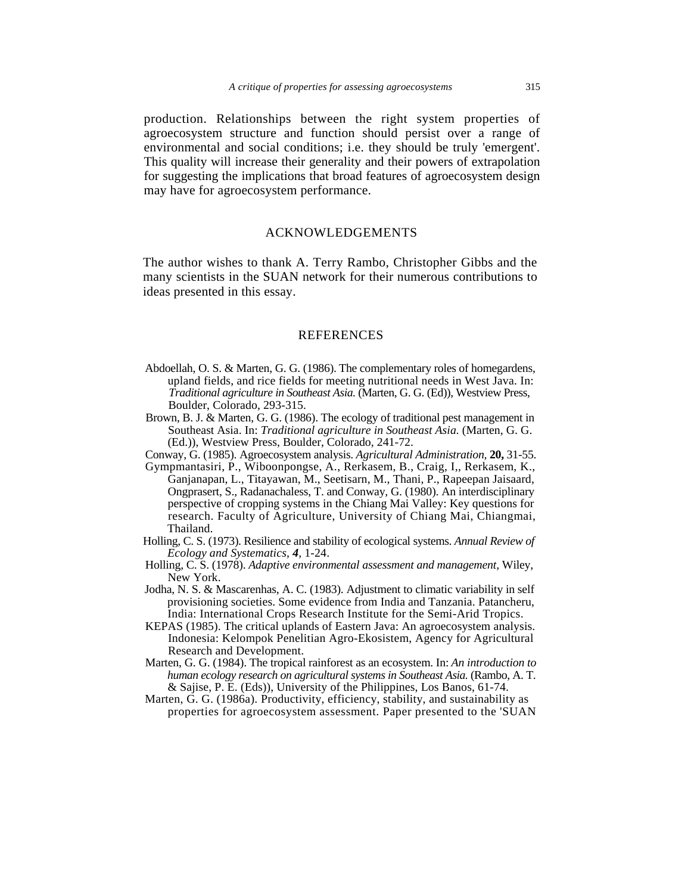production. Relationships between the right system properties of agroecosystem structure and function should persist over a range of environmental and social conditions; i.e. they should be truly 'emergent'. This quality will increase their generality and their powers of extrapolation for suggesting the implications that broad features of agroecosystem design may have for agroecosystem performance.

## ACKNOWLEDGEMENTS

The author wishes to thank A. Terry Rambo, Christopher Gibbs and the many scientists in the SUAN network for their numerous contributions to ideas presented in this essay.

## REFERENCES

Abdoellah, O. S. & Marten, G. G. (1986). The complementary roles of homegardens, upland fields, and rice fields for meeting nutritional needs in West Java. In: *Traditional agriculture in Southeast Asia.* (Marten, G. G. (Ed)), Westview Press, Boulder, Colorado, 293-315.

Brown, B. J. & Marten, G. G. (1986). The ecology of traditional pest management in Southeast Asia. In: *Traditional agriculture in Southeast Asia.* (Marten, G. G. (Ed.)), Westview Press, Boulder, Colorado, 241-72.

Conway, G. (1985). Agroecosystem analysis. *Agricultural Administration,* **20,** 31-55.

Gympmantasiri, P., Wiboonpongse, A., Rerkasem, B., Craig, I,, Rerkasem, K., Ganjanapan, L., Titayawan, M., Seetisarn, M., Thani, P., Rapeepan Jaisaard, Ongprasert, S., Radanachaless, T. and Conway, G. (1980). An interdisciplinary perspective of cropping systems in the Chiang Mai Valley: Key questions for research. Faculty of Agriculture, University of Chiang Mai, Chiangmai, Thailand.

Holling, C. S. (1973). Resilience and stability of ecological systems. *Annual Review of Ecology and Systematics,* ***4*,** 1-24.

Holling, C. S. (1978). *Adaptive environmental assessment and management,* Wiley, New York.

Jodha, N. S. & Mascarenhas, A. C. (1983). Adjustment to climatic variability in self provisioning societies. Some evidence from India and Tanzania. Patancheru, India: International Crops Research Institute for the Semi-Arid Tropics.

KEPAS (1985). The critical uplands of Eastern Java: An agroecosystem analysis. Indonesia: Kelompok Penelitian Agro-Ekosistem, Agency for Agricultural Research and Development.

Marten, G. G. (1984). The tropical rainforest as an ecosystem. In: *An introduction to human ecology research on agricultural systems in Southeast Asia.* (Rambo, A. T. & Sajise, P. E. (Eds)), University of the Philippines, Los Banos, 61-74.

Marten, G. G. (1986a). Productivity, efficiency, stability, and sustainability as properties for agroecosystem assessment. Paper presented to the 'SUAN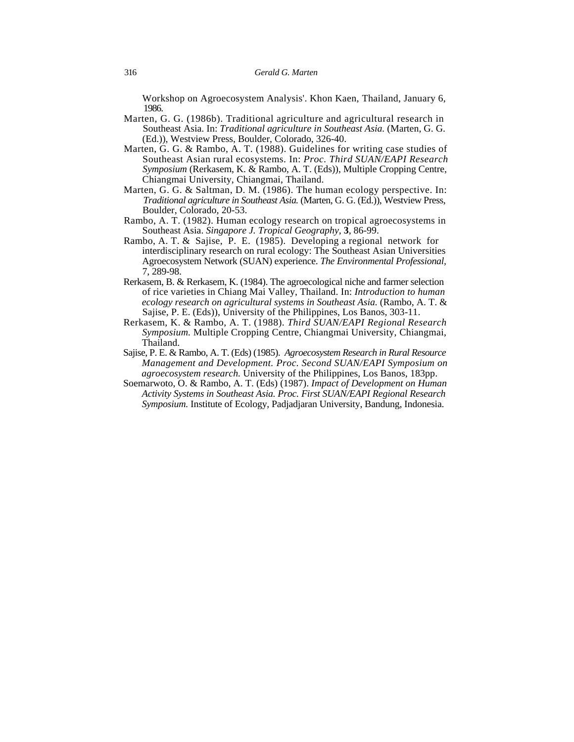Workshop on Agroecosystem Analysis'. Khon Kaen, Thailand, January 6, 1986.

Marten, G. G. (1986b). Traditional agriculture and agricultural research in Southeast Asia. In: *Traditional agriculture in Southeast Asia.* (Marten, G. G. (Ed.)), Westview Press, Boulder, Colorado, 326-40.

Marten, G. G. & Rambo, A. T. (1988). Guidelines for writing case studies of Southeast Asian rural ecosystems. In: *Proc. Third SUAN/EAPI Research Symposium* (Rerkasem, K. & Rambo, A. T. (Eds)), Multiple Cropping Centre, Chiangmai University, Chiangmai, Thailand.

Marten, G. G. & Saltman, D. M. (1986). The human ecology perspective. In: *Traditional agriculture in Southeast Asia.* (Marten, G. G. (Ed.)), Westview Press, Boulder, Colorado, 20-53.

Rambo, A. T. (1982). Human ecology research on tropical agroecosystems in Southeast Asia. *Singapore J. Tropical Geography,* **3**, 86-99.

Rambo, A. T. & Sajise, P. E. (1985). Developing a regional network for interdisciplinary research on rural ecology: The Southeast Asian Universities Agroecosystem Network (SUAN) experience. *The Environmental Professional,* 7, 289-98.

Rerkasem, B. & Rerkasem, K. (1984). The agroecological niche and farmer selection of rice varieties in Chiang Mai Valley, Thailand. In: *Introduction to human ecology research on agricultural systems in Southeast Asia.* (Rambo, A. T. & Sajise, P. E. (Eds)), University of the Philippines, Los Banos, 303-11.

Rerkasem, K. & Rambo, A. T. (1988). *Third SUAN/EAPI Regional Research Symposium.* Multiple Cropping Centre, Chiangmai University, Chiangmai, Thailand.

Sajise, P. E. & Rambo, A. T. (Eds) (1985). *Agroecosystem Research in Rural Resource Management and Development. Proc. Second SUAN/EAPI Symposium on agroecosystem research.* University of the Philippines, Los Banos, 183pp.

Soemarwoto, O. & Rambo, A. T. (Eds) (1987). *Impact of Development on Human Activity Systems in Southeast Asia. Proc. First SUAN/EAPI Regional Research Symposium.* Institute of Ecology, Padjadjaran University, Bandung, Indonesia.